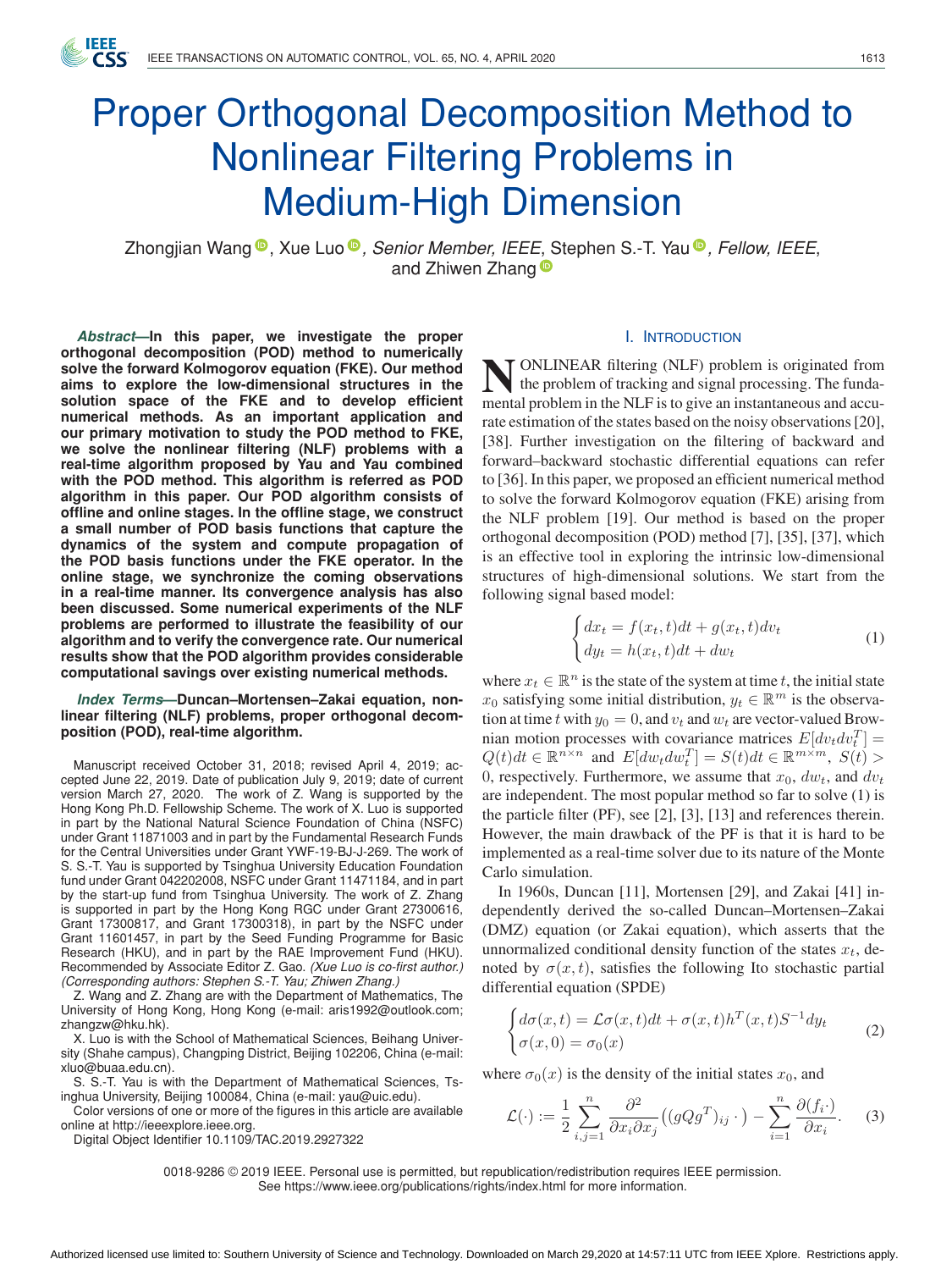# Proper Orthogonal Decomposition Method to Nonlinear Filtering Problems in Medium-High Dimension

Zhongjian Wang, Xue Luo, *Senior Member, IEEE*, Stephen S.-T. Yau, *Fellow, IEEE*, and Zhiwen Zhang

***Abstract*—In this paper, we investigate the proper orthogonal decomposition (POD) method to numerically solve the forward Kolmogorov equation (FKE). Our method aims to explore the low-dimensional structures in the solution space of the FKE and to develop efficient numerical methods. As an important application and our primary motivation to study the POD method to FKE, we solve the nonlinear filtering (NLF) problems with a real-time algorithm proposed by Yau and Yau combined with the POD method. This algorithm is referred as POD algorithm in this paper. Our POD algorithm consists of offline and online stages. In the offline stage, we construct a small number of POD basis functions that capture the dynamics of the system and compute propagation of the POD basis functions under the FKE operator. In the online stage, we synchronize the coming observations in a real-time manner. Its convergence analysis has also been discussed. Some numerical experiments of the NLF problems are performed to illustrate the feasibility of our algorithm and to verify the convergence rate. Our numerical results show that the POD algorithm provides considerable computational savings over existing numerical methods.**

***Index Terms*—Duncan–Mortensen–Zakai equation, nonlinear filtering (NLF) problems, proper orthogonal decomposition (POD), real-time algorithm.**

Manuscript received October 31, 2018; revised April 4, 2019; accepted June 22, 2019. Date of publication July 9, 2019; date of current version March 27, 2020. The work of Z. Wang is supported by the Hong Kong Ph.D. Fellowship Scheme. The work of X. Luo is supported in part by the National Natural Science Foundation of China (NSFC) under Grant 11871003 and in part by the Fundamental Research Funds for the Central Universities under Grant YWF-19-BJ-J-269. The work of S. S.-T. Yau is supported by Tsinghua University Education Foundation fund under Grant 042202008, NSFC under Grant 11471184, and in part by the start-up fund from Tsinghua University. The work of Z. Zhang is supported in part by the Hong Kong RGC under Grant 27300616, Grant 17300817, and Grant 17300318), in part by the NSFC under Grant 11601457, in part by the Seed Funding Programme for Basic Research (HKU), and in part by the RAE Improvement Fund (HKU). Recommended by Associate Editor Z. Gao. *(Xue Luo is co-first author.) (Corresponding authors: Stephen S.-T. Yau; Zhiwen Zhang.)*

Z. Wang and Z. Zhang are with the Department of Mathematics, The University of Hong Kong, Hong Kong (e-mail: aris1992@outlook.com; zhangzw@hku.hk).

X. Luo is with the School of Mathematical Sciences, Beihang University (Shahe campus), Changping District, Beijing 102206, China (e-mail: xluo@buaa.edu.cn).

S. S.-T. Yau is with the Department of Mathematical Sciences, Tsinghua University, Beijing 100084, China (e-mail: yau@uic.edu).

Color versions of one or more of the figures in this article are available online at http://ieeexplore.ieee.org.

Digital Object Identifier 10.1109/TAC.2019.2927322

## I. Introduction

Nonlinear filtering (NLF) problem is originated from the problem of tracking and signal processing. The fundamental problem in the NLF is to give an instantaneous and accurate estimation of the states based on the noisy observations [20], [38]. Further investigation on the filtering of backward and forward–backward stochastic differential equations can refer to [36]. In this paper, we proposed an efficient numerical method to solve the forward Kolmogorov equation (FKE) arising from the NLF problem [19]. Our method is based on the proper orthogonal decomposition (POD) method [7], [35], [37], which is an effective tool in exploring the intrinsic low-dimensional structures of high-dimensional solutions. We start from the following signal based model:

$$\begin{cases} dx_t = f(x_t, t)dt + g(x_t, t)dv_t \\ dy_t = h(x_t, t)dt + dw_t \end{cases} \tag{1}$$

where $x_t \in \mathbb{R}^n$ is the state of the system at time $t$, the initial state $x_0$ satisfying some initial distribution, $y_t \in \mathbb{R}^m$ is the observation at time $t$ with $y_0 = 0$, and $v_t$ and $w_t$ are vector-valued Brownian motion processes with covariance matrices $E[dv_t dv_t^T] = Q(t)dt \in \mathbb{R}^{n\times n}$ and $E[dw_t dw_t^T] = S(t)dt \in \mathbb{R}^{m\times m}$, $S(t) > 0$, respectively. Furthermore, we assume that $x_0$, $dw_t$, and $dv_t$ are independent. The most popular method so far to solve (1) is the particle filter (PF), see [2], [3], [13] and references therein. However, the main drawback of the PF is that it is hard to be implemented as a real-time solver due to its nature of the Monte Carlo simulation.

In 1960s, Duncan [11], Mortensen [29], and Zakai [41] independently derived the so-called Duncan–Mortensen–Zakai (DMZ) equation (or Zakai equation), which asserts that the unnormalized conditional density function of the states $x_t$, denoted by $\sigma(x,t)$, satisfies the following Ito stochastic partial differential equation (SPDE)

$$\begin{cases} d\sigma(x,t) = \mathcal{L}\sigma(x,t)dt + \sigma(x,t)h^T(x,t)S^{-1}dy_t \\ \sigma(x,0) = \sigma_0(x) \end{cases} \tag{2}$$

where $\sigma_0(x)$ is the density of the initial states $x_0$, and

$$\mathcal{L}(\cdot) := \frac{1}{2}\sum_{i,j=1}^{n} \frac{\partial^2}{\partial x_i \partial x_j}\big((gQg^T)_{ij}\cdot\big) - \sum_{i=1}^{n}\frac{\partial(f_i\cdot)}{\partial x_i}. \tag{3}$$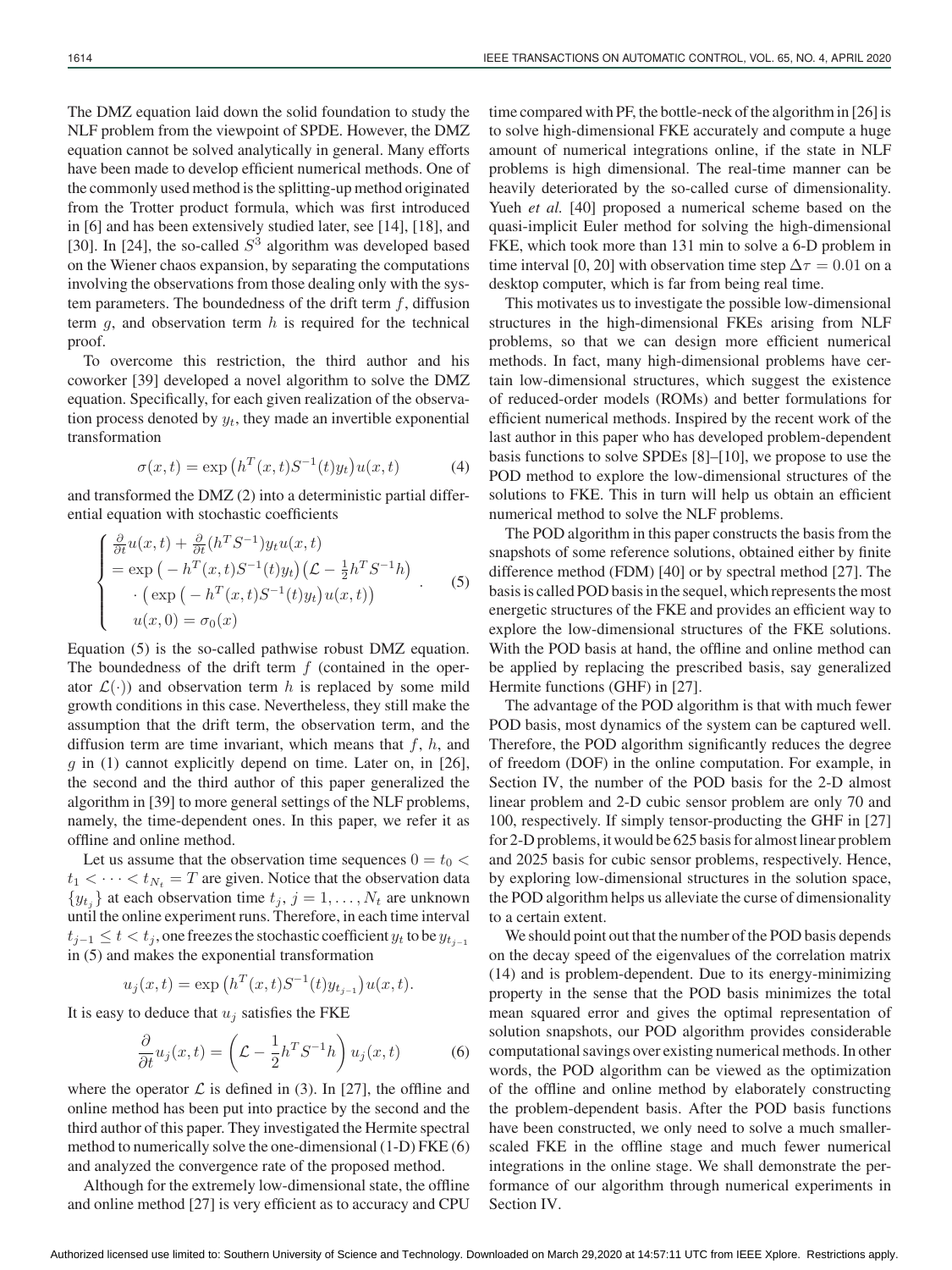The DMZ equation laid down the solid foundation to study the NLF problem from the viewpoint of SPDE. However, the DMZ equation cannot be solved analytically in general. Many efforts have been made to develop efficient numerical methods. One of the commonly used method is the splitting-up method originated from the Trotter product formula, which was first introduced in [6] and has been extensively studied later, see [14], [18], and [30]. In [24], the so-called $S^3$ algorithm was developed based on the Wiener chaos expansion, by separating the computations involving the observations from those dealing only with the system parameters. The boundedness of the drift term $f$, diffusion term $g$, and observation term $h$ is required for the technical proof.

To overcome this restriction, the third author and his coworker [39] developed a novel algorithm to solve the DMZ equation. Specifically, for each given realization of the observation process denoted by $y_t$, they made an invertible exponential transformation

$$\sigma(x,t) = \exp\left(h^T(x,t)S^{-1}(t)y_t\right)u(x,t) \tag{4}$$

and transformed the DMZ (2) into a deterministic partial differential equation with stochastic coefficients

$$\begin{cases} \frac{\partial}{\partial t}u(x,t) + \frac{\partial}{\partial t}(h^T S^{-1})y_t u(x,t) \\ = \exp\left(-h^T(x,t)S^{-1}(t)y_t\right)\left(\mathcal{L} - \frac{1}{2}h^T S^{-1}h\right) \\ \quad \cdot \left(\exp\left(-h^T(x,t)S^{-1}(t)y_t\right)u(x,t)\right) \\ u(x,0) = \sigma_0(x) \end{cases}. \tag{5}$$

Equation (5) is the so-called pathwise robust DMZ equation. The boundedness of the drift term $f$ (contained in the operator $\mathcal{L}(\cdot)$) and observation term $h$ is replaced by some mild growth conditions in this case. Nevertheless, they still make the assumption that the drift term, the observation term, and the diffusion term are time invariant, which means that $f$, $h$, and $g$ in (1) cannot explicitly depend on time. Later on, in [26], the second and the third author of this paper generalized the algorithm in [39] to more general settings of the NLF problems, namely, the time-dependent ones. In this paper, we refer it as offline and online method.

Let us assume that the observation time sequences $0 = t_0 < t_1 < \cdots < t_{N_t} = T$ are given. Notice that the observation data $\{y_{t_j}\}$ at each observation time $t_j$, $j = 1, \ldots, N_t$ are unknown until the online experiment runs. Therefore, in each time interval $t_{j-1} \leq t < t_j$, one freezes the stochastic coefficient $y_t$ to be $y_{t_{j-1}}$ in (5) and makes the exponential transformation

$$u_j(x,t) = \exp\left(h^T(x,t)S^{-1}(t)y_{t_{j-1}}\right)u(x,t).$$

It is easy to deduce that $u_j$ satisfies the FKE

$$\frac{\partial}{\partial t}u_j(x,t) = \left(\mathcal{L} - \frac{1}{2}h^T S^{-1}h\right)u_j(x,t) \tag{6}$$

where the operator $\mathcal{L}$ is defined in (3). In [27], the offline and online method has been put into practice by the second and the third author of this paper. They investigated the Hermite spectral method to numerically solve the one-dimensional (1-D) FKE (6) and analyzed the convergence rate of the proposed method.

Although for the extremely low-dimensional state, the offline and online method [27] is very efficient as to accuracy and CPU time compared with PF, the bottle-neck of the algorithm in [26] is to solve high-dimensional FKE accurately and compute a huge amount of numerical integrations online, if the state in NLF problems is high dimensional. The real-time manner can be heavily deteriorated by the so-called curse of dimensionality. Yueh *et al.* [40] proposed a numerical scheme based on the quasi-implicit Euler method for solving the high-dimensional FKE, which took more than 131 min to solve a 6-D problem in time interval [0, 20] with observation time step $\Delta\tau = 0.01$ on a desktop computer, which is far from being real time.

This motivates us to investigate the possible low-dimensional structures in the high-dimensional FKEs arising from NLF problems, so that we can design more efficient numerical methods. In fact, many high-dimensional problems have certain low-dimensional structures, which suggest the existence of reduced-order models (ROMs) and better formulations for efficient numerical methods. Inspired by the recent work of the last author in this paper who has developed problem-dependent basis functions to solve SPDEs [8]–[10], we propose to use the POD method to explore the low-dimensional structures of the solutions to FKE. This in turn will help us obtain an efficient numerical method to solve the NLF problems.

The POD algorithm in this paper constructs the basis from the snapshots of some reference solutions, obtained either by finite difference method (FDM) [40] or by spectral method [27]. The basis is called POD basis in the sequel, which represents the most energetic structures of the FKE and provides an efficient way to explore the low-dimensional structures of the FKE solutions. With the POD basis at hand, the offline and online method can be applied by replacing the prescribed basis, say generalized Hermite functions (GHF) in [27].

The advantage of the POD algorithm is that with much fewer POD basis, most dynamics of the system can be captured well. Therefore, the POD algorithm significantly reduces the degree of freedom (DOF) in the online computation. For example, in Section IV, the number of the POD basis for the 2-D almost linear problem and 2-D cubic sensor problem are only 70 and 100, respectively. If simply tensor-producting the GHF in [27] for 2-D problems, it would be 625 basis for almost linear problem and 2025 basis for cubic sensor problems, respectively. Hence, by exploring low-dimensional structures in the solution space, the POD algorithm helps us alleviate the curse of dimensionality to a certain extent.

We should point out that the number of the POD basis depends on the decay speed of the eigenvalues of the correlation matrix (14) and is problem-dependent. Due to its energy-minimizing property in the sense that the POD basis minimizes the total mean squared error and gives the optimal representation of solution snapshots, our POD algorithm provides considerable computational savings over existing numerical methods. In other words, the POD algorithm can be viewed as the optimization of the offline and online method by elaborately constructing the problem-dependent basis. After the POD basis functions have been constructed, we only need to solve a much smaller-scaled FKE in the offline stage and much fewer numerical integrations in the online stage. We shall demonstrate the performance of our algorithm through numerical experiments in Section IV.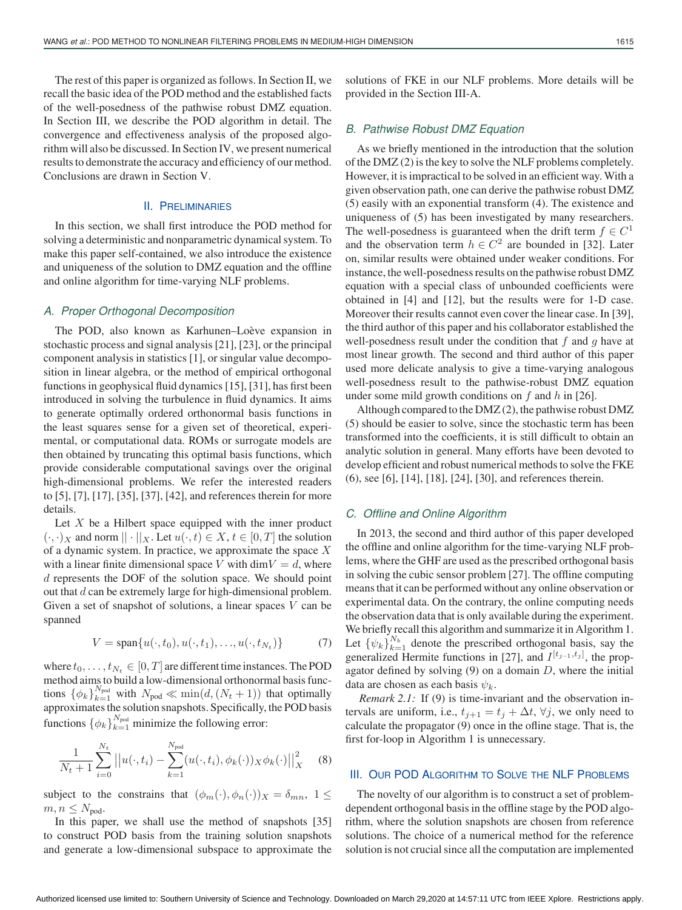The rest of this paper is organized as follows. In Section II, we recall the basic idea of the POD method and the established facts of the well-posedness of the pathwise robust DMZ equation. In Section III, we describe the POD algorithm in detail. The convergence and effectiveness analysis of the proposed algorithm will also be discussed. In Section IV, we present numerical results to demonstrate the accuracy and efficiency of our method. Conclusions are drawn in Section V.

## II. Preliminaries

In this section, we shall first introduce the POD method for solving a deterministic and nonparametric dynamical system. To make this paper self-contained, we also introduce the existence and uniqueness of the solution to DMZ equation and the offline and online algorithm for time-varying NLF problems.

### A. Proper Orthogonal Decomposition

The POD, also known as Karhunen–Loève expansion in stochastic process and signal analysis [21], [23], or the principal component analysis in statistics [1], or singular value decomposition in linear algebra, or the method of empirical orthogonal functions in geophysical fluid dynamics [15], [31], has first been introduced in solving the turbulence in fluid dynamics. It aims to generate optimally ordered orthonormal basis functions in the least squares sense for a given set of theoretical, experimental, or computational data. ROMs or surrogate models are then obtained by truncating this optimal basis functions, which provide considerable computational savings over the original high-dimensional problems. We refer the interested readers to [5], [7], [17], [35], [37], [42], and references therein for more details.

Let $X$ be a Hilbert space equipped with the inner product $(\cdot,\cdot)_X$ and norm $||\cdot||_X$. Let $u(\cdot,t) \in X$, $t \in [0,T]$ the solution of a dynamic system. In practice, we approximate the space $X$ with a linear finite dimensional space $V$ with $\dim V = d$, where $d$ represents the DOF of the solution space. We should point out that $d$ can be extremely large for high-dimensional problem. Given a set of snapshot of solutions, a linear spaces $V$ can be spanned

$$V = \text{span}\{u(\cdot,t_0), u(\cdot,t_1), \ldots, u(\cdot,t_{N_t})\} \tag{7}$$

where $t_0,\ldots,t_{N_t} \in [0,T]$ are different time instances. The POD method aims to build a low-dimensional orthonormal basis functions $\{\phi_k\}_{k=1}^{N_{\text{pod}}}$ with $N_{\text{pod}} \ll \min(d,(N_t+1))$ that optimally approximates the solution snapshots. Specifically, the POD basis functions $\{\phi_k\}_{k=1}^{N_{\text{pod}}}$ minimize the following error:

$$\frac{1}{N_t+1}\sum_{i=0}^{N_t}\left|\left|u(\cdot,t_i) - \sum_{k=1}^{N_{\text{pod}}}(u(\cdot,t_i),\phi_k(\cdot))_X\phi_k(\cdot)\right|\right|_X^2 \tag{8}$$

subject to the constrains that $(\phi_m(\cdot),\phi_n(\cdot))_X = \delta_{mn}$, $1 \le m,n \le N_{\text{pod}}$.

In this paper, we shall use the method of snapshots [35] to construct POD basis from the training solution snapshots and generate a low-dimensional subspace to approximate the solutions of FKE in our NLF problems. More details will be provided in the Section III-A.

### B. Pathwise Robust DMZ Equation

As we briefly mentioned in the introduction that the solution of the DMZ (2) is the key to solve the NLF problems completely. However, it is impractical to be solved in an efficient way. With a given observation path, one can derive the pathwise robust DMZ (5) easily with an exponential transform (4). The existence and uniqueness of (5) has been investigated by many researchers. The well-posedness is guaranteed when the drift term $f \in C^1$ and the observation term $h \in C^2$ are bounded in [32]. Later on, similar results were obtained under weaker conditions. For instance, the well-posedness results on the pathwise robust DMZ equation with a special class of unbounded coefficients were obtained in [4] and [12], but the results were for 1-D case. Moreover their results cannot even cover the linear case. In [39], the third author of this paper and his collaborator established the well-posedness result under the condition that $f$ and $g$ have at most linear growth. The second and third author of this paper used more delicate analysis to give a time-varying analogous well-posedness result to the pathwise-robust DMZ equation under some mild growth conditions on $f$ and $h$ in [26].

Although compared to the DMZ (2), the pathwise robust DMZ (5) should be easier to solve, since the stochastic term has been transformed into the coefficients, it is still difficult to obtain an analytic solution in general. Many efforts have been devoted to develop efficient and robust numerical methods to solve the FKE (6), see [6], [14], [18], [24], [30], and references therein.

### C. Offline and Online Algorithm

In 2013, the second and third author of this paper developed the offline and online algorithm for the time-varying NLF problems, where the GHF are used as the prescribed orthogonal basis in solving the cubic sensor problem [27]. The offline computing means that it can be performed without any online observation or experimental data. On the contrary, the online computing needs the observation data that is only available during the experiment. We briefly recall this algorithm and summarize it in Algorithm 1. Let $\{\psi_k\}_{k=1}^{N_b}$ denote the prescribed orthogonal basis, say the generalized Hermite functions in [27], and $I^{[t_{j-1},t_j]}$, the propagator defined by solving (9) on a domain $D$, where the initial data are chosen as each basis $\psi_k$.

*Remark 2.1:* If (9) is time-invariant and the observation intervals are uniform, i.e., $t_{j+1} = t_j + \Delta t$, $\forall j$, we only need to calculate the propagator (9) once in the ofline stage. That is, the first for-loop in Algorithm 1 is unnecessary.

## III. Our POD Algorithm to Solve the NLF Problems

The novelty of our algorithm is to construct a set of problem-dependent orthogonal basis in the offline stage by the POD algorithm, where the solution snapshots are chosen from reference solutions. The choice of a numerical method for the reference solution is not crucial since all the computation are implemented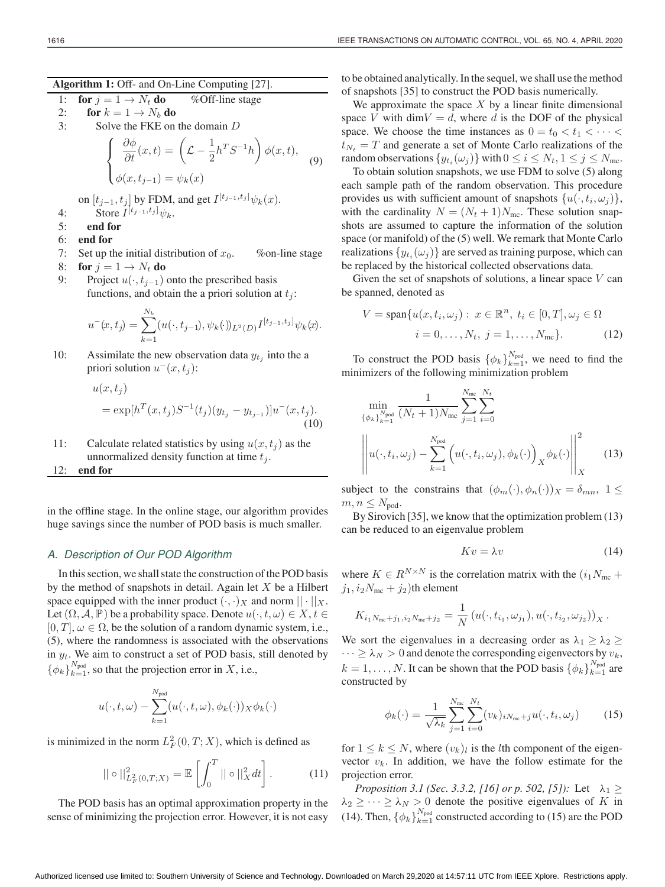**Algorithm 1:** Off- and On-Line Computing [27].

1: **for** $j = 1 \to N_t$ **do** %Off-line stage

2: **for** $k = 1 \to N_b$ **do**

3: Solve the FKE on the domain $D$

$$\begin{cases} \dfrac{\partial \phi}{\partial t}(x,t) = \left( \mathcal{L} - \dfrac{1}{2} h^T S^{-1} h \right) \phi(x,t), \\ \phi(x, t_{j-1}) = \psi_k(x) \end{cases} \tag{9}$$

on $[t_{j-1}, t_j]$ by FDM, and get $I^{[t_{j-1},t_j]}\psi_k(x)$.

4: Store $I^{[t_{j-1},t_j]}\psi_k$.

5: **end for**

6: **end for**

7: Set up the initial distribution of $x_0$. %on-line stage

8: **for** $j = 1 \to N_t$ **do**

9: Project $u(\cdot, t_{j-1})$ onto the prescribed basis functions, and obtain the a priori solution at $t_j$:

$$u^-(x, t_j) = \sum_{k=1}^{N_b} (u(\cdot, t_{j-1}), \psi_k(\cdot))_{L^2(D)} I^{[t_{j-1},t_j]} \psi_k(x).$$

10: Assimilate the new observation data $y_{t_j}$ into the a priori solution $u^-(x, t_j)$:

$$u(x, t_j) = \exp[h^T(x, t_j) S^{-1}(t_j)(y_{t_j} - y_{t_{j-1}})] u^-(x, t_j). \tag{10}$$

11: Calculate related statistics by using $u(x, t_j)$ as the unnormalized density function at time $t_j$.

12: **end for**

in the offline stage. In the online stage, our algorithm provides huge savings since the number of POD basis is much smaller.

### *A. Description of Our POD Algorithm*

In this section, we shall state the construction of the POD basis by the method of snapshots in detail. Again let $X$ be a Hilbert space equipped with the inner product $(\cdot, \cdot)_X$ and norm $|| \cdot ||_X$. Let $(\Omega, \mathcal{A}, \mathbb{P})$ be a probability space. Denote $u(\cdot, t, \omega) \in X$, $t \in [0, T]$, $\omega \in \Omega$, be the solution of a random dynamic system, i.e., (5), where the randomness is associated with the observations in $y_t$. We aim to construct a set of POD basis, still denoted by $\{\phi_k\}_{k=1}^{N_{\text{pod}}}$, so that the projection error in $X$, i.e.,

$$u(\cdot, t, \omega) - \sum_{k=1}^{N_{\text{pod}}} (u(\cdot, t, \omega), \phi_k(\cdot))_X \phi_k(\cdot)$$

is minimized in the norm $L_F^2(0, T; X)$, which is defined as

$$|| \circ ||^2_{L_F^2(0,T;X)} = \mathbb{E} \left[ \int_0^T || \circ ||_X^2 dt \right]. \tag{11}$$

The POD basis has an optimal approximation property in the sense of minimizing the projection error. However, it is not easy to be obtained analytically. In the sequel, we shall use the method of snapshots [35] to construct the POD basis numerically.

We approximate the space $X$ by a linear finite dimensional space $V$ with $\dim V = d$, where $d$ is the DOF of the physical space. We choose the time instances as $0 = t_0 < t_1 < \cdots < t_{N_t} = T$ and generate a set of Monte Carlo realizations of the random observations $\{y_{t_i}(\omega_j)\}$ with $0 \le i \le N_t$, $1 \le j \le N_{\text{mc}}$.

To obtain solution snapshots, we use FDM to solve (5) along each sample path of the random observation. This procedure provides us with sufficient amount of snapshots $\{u(\cdot, t_i, \omega_j)\}$, with the cardinality $N = (N_t + 1)N_{\text{mc}}$. These solution snapshots are assumed to capture the information of the solution space (or manifold) of the (5) well. We remark that Monte Carlo realizations $\{y_{t_i}(\omega_j)\}$ are served as training purpose, which can be replaced by the historical collected observations data.

Given the set of snapshots of solutions, a linear space $V$ can be spanned, denoted as

$$V = \text{span}\{u(x, t_i, \omega_j) : x \in \mathbb{R}^n,\ t_i \in [0, T], \omega_j \in \Omega \\ i = 0, \ldots, N_t,\ j = 1, \ldots, N_{\text{mc}}\}. \tag{12}$$

To construct the POD basis $\{\phi_k\}_{k=1}^{N_{\text{pod}}}$, we need to find the minimizers of the following minimization problem

$$\min_{\{\phi_k\}_{k=1}^{N_{\text{pod}}}} \frac{1}{(N_t + 1)N_{\text{mc}}} \sum_{j=1}^{N_{\text{mc}}} \sum_{i=0}^{N_t} \left|\left| u(\cdot, t_i, \omega_j) - \sum_{k=1}^{N_{\text{pod}}} \Big( u(\cdot, t_i, \omega_j), \phi_k(\cdot) \Big)_X \phi_k(\cdot) \right|\right|_X^2 \tag{13}$$

subject to the constrains that $(\phi_m(\cdot), \phi_n(\cdot))_X = \delta_{mn}$, $1 \le m, n \le N_{\text{pod}}$.

By Sirovich [35], we know that the optimization problem (13) can be reduced to an eigenvalue problem

$$Kv = \lambda v \tag{14}$$

where $K \in R^{N \times N}$ is the correlation matrix with the $(i_1 N_{\text{mc}} + j_1, i_2 N_{\text{mc}} + j_2)$th element

$$K_{i_1 N_{\text{mc}} + j_1, i_2 N_{\text{mc}} + j_2} = \frac{1}{N} \left( u(\cdot, t_{i_1}, \omega_{j_1}), u(\cdot, t_{i_2}, \omega_{j_2}) \right)_X.$$

We sort the eigenvalues in a decreasing order as $\lambda_1 \ge \lambda_2 \ge \cdots \ge \lambda_N > 0$ and denote the corresponding eigenvectors by $v_k$, $k = 1, \ldots, N$. It can be shown that the POD basis $\{\phi_k\}_{k=1}^{N_{\text{pod}}}$ are constructed by

$$\phi_k(\cdot) = \frac{1}{\sqrt{\lambda_k}} \sum_{j=1}^{N_{\text{mc}}} \sum_{i=0}^{N_t} (v_k)_{i N_{\text{mc}} + j} u(\cdot, t_i, \omega_j) \tag{15}$$

for $1 \le k \le N$, where $(v_k)_l$ is the $l$th component of the eigenvector $v_k$. In addition, we have the follow estimate for the projection error.

*Proposition 3.1 (Sec. 3.3.2, [16] or p. 502, [5]):* Let $\lambda_1 \ge \lambda_2 \ge \cdots \ge \lambda_N > 0$ denote the positive eigenvalues of $K$ in (14). Then, $\{\phi_k\}_{k=1}^{N_{\text{pod}}}$ constructed according to (15) are the POD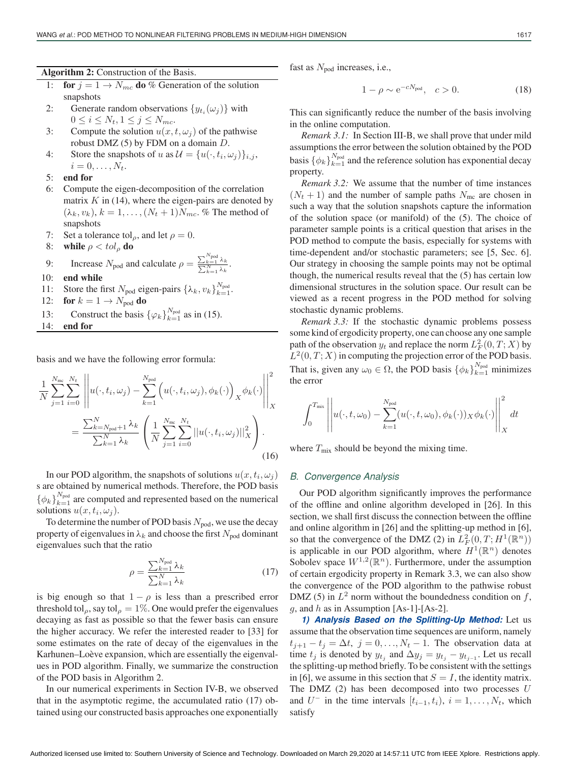**Algorithm 2:** Construction of the Basis.

1: **for** $j = 1 \to N_{mc}$ **do** % Generation of the solution snapshots
2: Generate random observations $\{y_{t_i}(\omega_j)\}$ with $0 \le i \le N_t, 1 \le j \le N_{mc}$.
3: Compute the solution $u(x, t, \omega_j)$ of the pathwise robust DMZ (5) by FDM on a domain $D$.
4: Store the snapshots of $u$ as $\mathcal{U} = \{u(\cdot, t_i, \omega_j)\}_{i,j}$, $i = 0, \ldots, N_t$.
5: **end for**
6: Compute the eigen-decomposition of the correlation matrix $K$ in (14), where the eigen-pairs are denoted by $(\lambda_k, v_k)$, $k = 1, \ldots, (N_t + 1)N_{mc}$. % The method of snapshots
7: Set a tolerance $\text{tol}_\rho$, and let $\rho = 0$.
8: **while** $\rho < tol_\rho$ **do**
9: Increase $N_{\text{pod}}$ and calculate $\rho = \frac{\sum_{k=1}^{N_{\text{pod}}} \lambda_k}{\sum_{k=1}^{N} \lambda_k}$.
10: **end while**
11: Store the first $N_{\text{pod}}$ eigen-pairs $\{\lambda_k, v_k\}_{k=1}^{N_{\text{pod}}}$.
12: **for** $k = 1 \to N_{\text{pod}}$ **do**
13: Construct the basis $\{\varphi_k\}_{k=1}^{N_{\text{pod}}}$ as in (15).
14: **end for**

basis and we have the following error formula:

$$
\begin{aligned}
&\frac{1}{N} \sum_{j=1}^{N_{\text{mc}}} \sum_{i=0}^{N_t} \left|\left| u(\cdot, t_i, \omega_j) - \sum_{k=1}^{N_{\text{pod}}} \Big( u(\cdot, t_i, \omega_j), \phi_k(\cdot) \Big)_X \phi_k(\cdot) \right|\right|_X^2 \\
&= \frac{\sum_{k=N_{\text{pod}}+1}^{N} \lambda_k}{\sum_{k=1}^{N} \lambda_k} \left( \frac{1}{N} \sum_{j=1}^{N_{\text{mc}}} \sum_{i=0}^{N_t} ||u(\cdot, t_i, \omega_j)||_X^2 \right).
\end{aligned} \tag{16}
$$

In our POD algorithm, the snapshots of solutions $u(x, t_i, \omega_j)$ s are obtained by numerical methods. Therefore, the POD basis $\{\phi_k\}_{k=1}^{N_{\text{pod}}}$ are computed and represented based on the numerical solutions $u(x, t_i, \omega_j)$.

To determine the number of POD basis $N_{\text{pod}}$, we use the decay property of eigenvalues in $\lambda_k$ and choose the first $N_{\text{pod}}$ dominant eigenvalues such that the ratio

$$
\rho = \frac{\sum_{k=1}^{N_{\text{pod}}} \lambda_k}{\sum_{k=1}^{N} \lambda_k} \tag{17}
$$

is big enough so that $1 - \rho$ is less than a prescribed error threshold $\text{tol}_\rho$, say $\text{tol}_\rho = 1\%$. One would prefer the eigenvalues decaying as fast as possible so that the fewer basis can ensure the higher accuracy. We refer the interested reader to [33] for some estimates on the rate of decay of the eigenvalues in the Karhunen–Loève expansion, which are essentially the eigenvalues in POD algorithm. Finally, we summarize the construction of the POD basis in Algorithm 2.

In our numerical experiments in Section IV-B, we observed that in the asymptotic regime, the accumulated ratio (17) obtained using our constructed basis approaches one exponentially fast as $N_{\text{pod}}$ increases, i.e.,

$$
1 - \rho \sim e^{-cN_{\text{pod}}}, \quad c > 0. \tag{18}
$$

This can significantly reduce the number of the basis involving in the online computation.

*Remark 3.1:* In Section III-B, we shall prove that under mild assumptions the error between the solution obtained by the POD basis $\{\phi_k\}_{k=1}^{N_{\text{pod}}}$ and the reference solution has exponential decay property.

*Remark 3.2:* We assume that the number of time instances $(N_t + 1)$ and the number of sample paths $N_{\text{mc}}$ are chosen in such a way that the solution snapshots capture the information of the solution space (or manifold) of the (5). The choice of parameter sample points is a critical question that arises in the POD method to compute the basis, especially for systems with time-dependent and/or stochastic parameters; see [5, Sec. 6]. Our strategy in choosing the sample points may not be optimal though, the numerical results reveal that the (5) has certain low dimensional structures in the solution space. Our result can be viewed as a recent progress in the POD method for solving stochastic dynamic problems.

*Remark 3.3:* If the stochastic dynamic problems possess some kind of ergodicity property, one can choose any one sample path of the observation $y_t$ and replace the norm $L_F^2(0, T; X)$ by $L^2(0, T; X)$ in computing the projection error of the POD basis. That is, given any $\omega_0 \in \Omega$, the POD basis $\{\phi_k\}_{k=1}^{N_{\text{pod}}}$ minimizes the error

$$
\int_0^{T_{\text{mix}}} \left|\left| u(\cdot, t, \omega_0) - \sum_{k=1}^{N_{\text{pod}}} (u(\cdot, t, \omega_0), \phi_k(\cdot))_X \phi_k(\cdot) \right|\right|_X^2 dt
$$

where $T_{\text{mix}}$ should be beyond the mixing time.

### *B. Convergence Analysis*

Our POD algorithm significantly improves the performance of the offline and online algorithm developed in [26]. In this section, we shall first discuss the connection between the offline and online algorithm in [26] and the splitting-up method in [6], so that the convergence of the DMZ (2) in $L_F^2(0, T; H^1(\mathbb{R}^n))$ is applicable in our POD algorithm, where $H^1(\mathbb{R}^n)$ denotes Sobolev space $W^{1,2}(\mathbb{R}^n)$. Furthermore, under the assumption of certain ergodicity property in Remark 3.3, we can also show the convergence of the POD algorithm to the pathwise robust DMZ (5) in $L^2$ norm without the boundedness condition on $f$, $g$, and $h$ as in Assumption [As-1]-[As-2].

***1) Analysis Based on the Splitting-Up Method:*** Let us assume that the observation time sequences are uniform, namely $t_{j+1} - t_j = \Delta t$, $j = 0, \ldots, N_t - 1$. The observation data at time $t_j$ is denoted by $y_{t_j}$ and $\Delta y_j = y_{t_j} - y_{t_{j-1}}$. Let us recall the splitting-up method briefly. To be consistent with the settings in [6], we assume in this section that $S = I$, the identity matrix. The DMZ (2) has been decomposed into two processes $U$ and $U^-$ in the time intervals $[t_{i-1}, t_i)$, $i = 1, \ldots, N_t$, which satisfy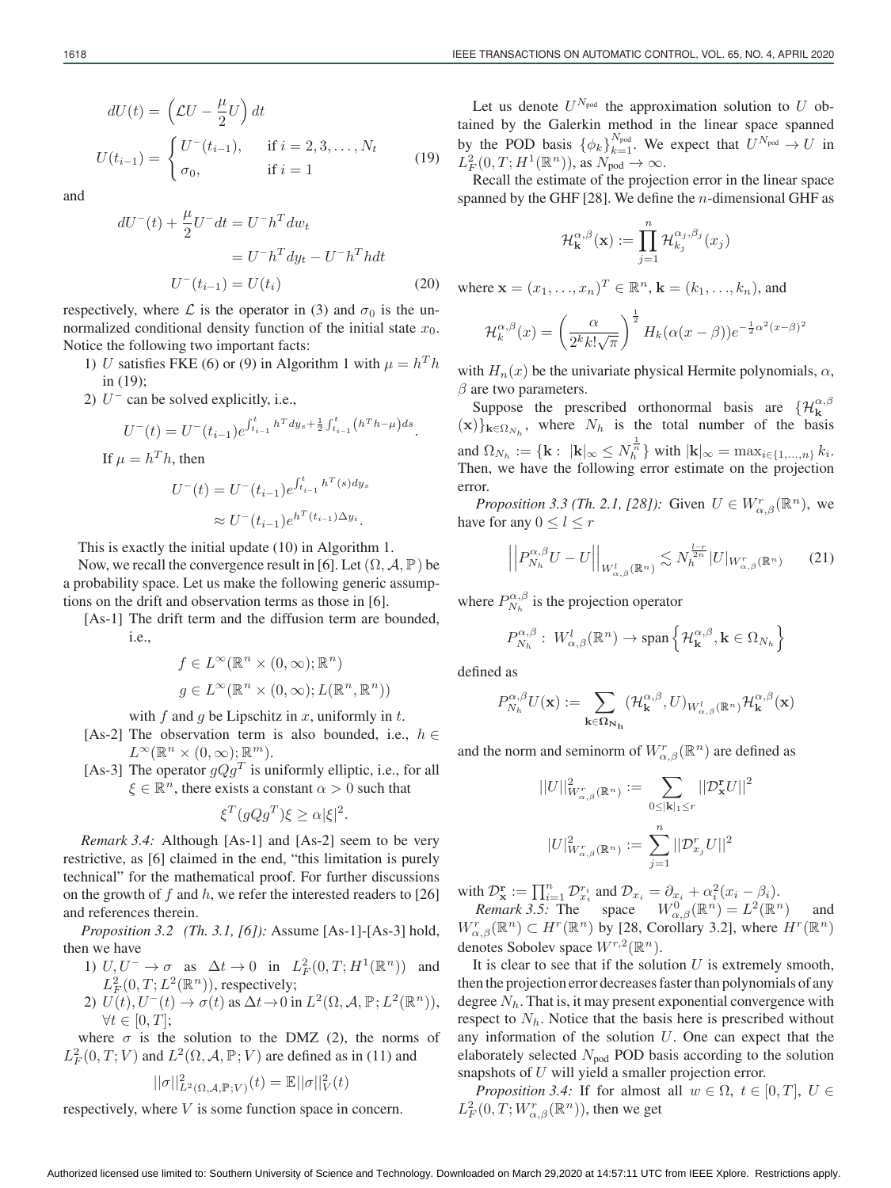$$
dU(t) = \left(\mathcal{L}U - \frac{\mu}{2}U\right) dt
$$

$$
U(t_{i-1}) = \begin{cases} U^-(t_{i-1}), & \text{if } i = 2, 3, \ldots, N_t \\ \sigma_0, & \text{if } i = 1 \end{cases} \tag{19}
$$

and

$$
\begin{aligned}
dU^-(t) + \frac{\mu}{2}U^- dt &= U^- h^T dw_t \\
&= U^- h^T dy_t - U^- h^T h dt \\
U^-(t_{i-1}) &= U(t_i)
\end{aligned} \tag{20}
$$

respectively, where $\mathcal{L}$ is the operator in (3) and $\sigma_0$ is the unnormalized conditional density function of the initial state $x_0$. Notice the following two important facts:

1) $U$ satisfies FKE (6) or (9) in Algorithm 1 with $\mu = h^T h$ in (19);
2) $U^-$ can be solved explicitly, i.e.,

$$
U^-(t) = U^-(t_{i-1}) e^{\int_{t_{i-1}}^t h^T dy_s + \frac{1}{2}\int_{t_{i-1}}^t (h^T h - \mu) ds}.
$$

If $\mu = h^T h$, then

$$
\begin{aligned}
U^-(t) &= U^-(t_{i-1}) e^{\int_{t_{i-1}}^t h^T(s) dy_s} \\
&\approx U^-(t_{i-1}) e^{h^T(t_{i-1}) \Delta y_i}.
\end{aligned}
$$

This is exactly the initial update (10) in Algorithm 1.

Now, we recall the convergence result in [6]. Let $(\Omega, \mathcal{A}, \mathbb{P})$ be a probability space. Let us make the following generic assumptions on the drift and observation terms as those in [6].

[As-1] The drift term and the diffusion term are bounded, i.e.,

$$
\begin{aligned}
f &\in L^\infty(\mathbb{R}^n \times (0, \infty); \mathbb{R}^n) \\
g &\in L^\infty(\mathbb{R}^n \times (0, \infty); L(\mathbb{R}^n, \mathbb{R}^n))
\end{aligned}
$$

with $f$ and $g$ be Lipschitz in $x$, uniformly in $t$.

[As-2] The observation term is also bounded, i.e., $h \in L^\infty(\mathbb{R}^n \times (0, \infty); \mathbb{R}^m)$.

[As-3] The operator $gQg^T$ is uniformly elliptic, i.e., for all $\xi \in \mathbb{R}^n$, there exists a constant $\alpha > 0$ such that

$$
\xi^T (gQg^T) \xi \geq \alpha |\xi|^2.
$$

*Remark 3.4:* Although [As-1] and [As-2] seem to be very restrictive, as [6] claimed in the end, "this limitation is purely technical" for the mathematical proof. For further discussions on the growth of $f$ and $h$, we refer the interested readers to [26] and references therein.

*Proposition 3.2 (Th. 3.1, [6]):* Assume [As-1]-[As-3] hold, then we have

1) $U, U^- \to \sigma$ as $\Delta t \to 0$ in $L_F^2(0, T; H^1(\mathbb{R}^n))$ and $L_F^2(0, T; L^2(\mathbb{R}^n))$, respectively;
2) $U(t), U^-(t) \to \sigma(t)$ as $\Delta t \to 0$ in $L^2(\Omega, \mathcal{A}, \mathbb{P}; L^2(\mathbb{R}^n))$, $\forall t \in [0, T]$;

where $\sigma$ is the solution to the DMZ (2), the norms of $L_F^2(0, T; V)$ and $L^2(\Omega, \mathcal{A}, \mathbb{P}; V)$ are defined as in (11) and

$$
||\sigma||^2_{L^2(\Omega, \mathcal{A}, \mathbb{P}; V)}(t) = \mathbb{E}||\sigma||^2_V(t)
$$

respectively, where $V$ is some function space in concern.

Let us denote $U^{N_{\text{pod}}}$ the approximation solution to $U$ obtained by the Galerkin method in the linear space spanned by the POD basis $\{\phi_k\}_{k=1}^{N_{\text{pod}}}$. We expect that $U^{N_{\text{pod}}} \to U$ in $L_F^2(0, T; H^1(\mathbb{R}^n))$, as $N_{\text{pod}} \to \infty$.

Recall the estimate of the projection error in the linear space spanned by the GHF [28]. We define the $n$-dimensional GHF as

$$
\mathcal{H}_{\mathbf{k}}^{\alpha,\beta}(\mathbf{x}) := \prod_{j=1}^n \mathcal{H}_{k_j}^{\alpha_j,\beta_j}(x_j)
$$

where $\mathbf{x} = (x_1, \ldots, x_n)^T \in \mathbb{R}^n$, $\mathbf{k} = (k_1, \ldots, k_n)$, and

$$
\mathcal{H}_k^{\alpha,\beta}(x) = \left(\frac{\alpha}{2^k k! \sqrt{\pi}}\right)^{\frac{1}{2}} H_k(\alpha(x - \beta)) e^{-\frac{1}{2}\alpha^2(x-\beta)^2}
$$

with $H_n(x)$ be the univariate physical Hermite polynomials, $\alpha$, $\beta$ are two parameters.

Suppose the prescribed orthonormal basis are $\{\mathcal{H}_{\mathbf{k}}^{\alpha,\beta}(\mathbf{x})\}_{\mathbf{k} \in \Omega_{N_h}}$, where $N_h$ is the total number of the basis and $\Omega_{N_h} := \{\mathbf{k} : |\mathbf{k}|_\infty \leq N_h^{\frac{1}{n}}\}$ with $|\mathbf{k}|_\infty = \max_{i \in \{1,\ldots,n\}} k_i$. Then, we have the following error estimate on the projection error.

*Proposition 3.3 (Th. 2.1, [28]):* Given $U \in W_{\alpha,\beta}^r(\mathbb{R}^n)$, we have for any $0 \leq l \leq r$

$$
\left|\left|P_{N_h}^{\alpha,\beta} U - U\right|\right|_{W_{\alpha,\beta}^l(\mathbb{R}^n)} \lesssim N_h^{\frac{l-r}{2n}} |U|_{W_{\alpha,\beta}^r(\mathbb{R}^n)} \tag{21}
$$

where $P_{N_h}^{\alpha,\beta}$ is the projection operator

$$
P_{N_h}^{\alpha,\beta} : W_{\alpha,\beta}^l(\mathbb{R}^n) \to \text{span}\left\{\mathcal{H}_{\mathbf{k}}^{\alpha,\beta}, \mathbf{k} \in \Omega_{N_h}\right\}
$$

defined as

$$
P_{N_h}^{\alpha,\beta} U(\mathbf{x}) := \sum_{\mathbf{k} \in \mathbf{\Omega_{N_h}}} (\mathcal{H}_{\mathbf{k}}^{\alpha,\beta}, U)_{W_{\alpha,\beta}^l(\mathbb{R}^n)} \mathcal{H}_{\mathbf{k}}^{\alpha,\beta}(\mathbf{x})
$$

and the norm and seminorm of $W_{\alpha,\beta}^r(\mathbb{R}^n)$ are defined as

$$
||U||^2_{W_{\alpha,\beta}^r(\mathbb{R}^n)} := \sum_{0 \leq |\mathbf{k}|_1 \leq r} ||\mathcal{D}_{\mathbf{x}}^{\mathbf{r}} U||^2
$$

$$
|U|^2_{W_{\alpha,\beta}^r(\mathbb{R}^n)} := \sum_{j=1}^n ||\mathcal{D}_{x_j}^r U||^2
$$

with $\mathcal{D}_{\mathbf{x}}^{\mathbf{r}} := \prod_{i=1}^n \mathcal{D}_{x_i}^{r_i}$ and $\mathcal{D}_{x_i} = \partial_{x_i} + \alpha_i^2(x_i - \beta_i)$.

*Remark 3.5:* The space $W_{\alpha,\beta}^0(\mathbb{R}^n) = L^2(\mathbb{R}^n)$ and $W_{\alpha,\beta}^r(\mathbb{R}^n) \subset H^r(\mathbb{R}^n)$ by [28, Corollary 3.2], where $H^r(\mathbb{R}^n)$ denotes Sobolev space $W^{r,2}(\mathbb{R}^n)$.

It is clear to see that if the solution $U$ is extremely smooth, then the projection error decreases faster than polynomials of any degree $N_h$. That is, it may present exponential convergence with respect to $N_h$. Notice that the basis here is prescribed without any information of the solution $U$. One can expect that the elaborately selected $N_{\text{pod}}$ POD basis according to the solution snapshots of $U$ will yield a smaller projection error.

*Proposition 3.4:* If for almost all $w \in \Omega$, $t \in [0, T]$, $U \in L_F^2(0, T; W_{\alpha,\beta}^r(\mathbb{R}^n))$, then we get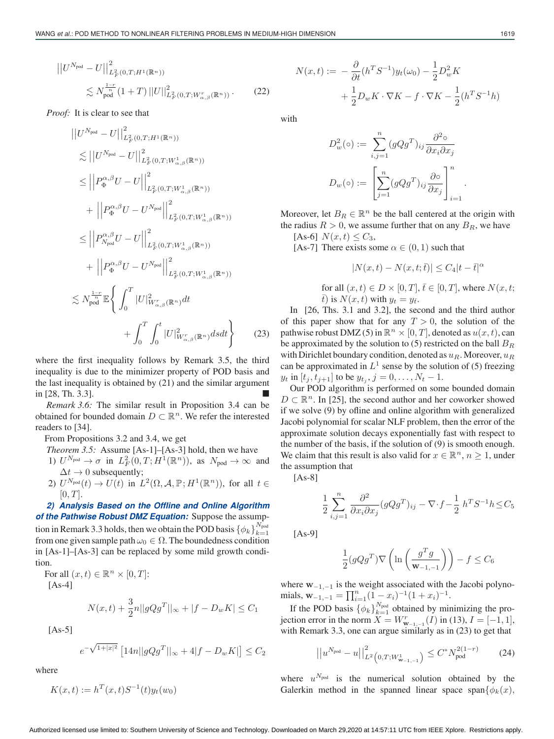$$\left|\left|U^{N_{\text{pod}}} - U\right|\right|^2_{L^2_{\mathcal{F}}(0,T;H^1(\mathbb{R}^n))} \lesssim N_{\text{pod}}^{\frac{1-r}{n}} (1+T) \left|\left|U\right|\right|^2_{L^2_{\mathcal{F}}(0,T;W^r_{\alpha,\beta}(\mathbb{R}^n))}. \tag{22}$$

*Proof:* It is clear to see that

$$\begin{aligned}
&\left|\left|U^{N_{\text{pod}}} - U\right|\right|^2_{L^2_{\mathcal{F}}(0,T;H^1(\mathbb{R}^n))} \\
&\lesssim \left|\left|U^{N_{\text{pod}}} - U\right|\right|^2_{L^2_{\mathcal{F}}(0,T;W^1_{\alpha,\beta}(\mathbb{R}^n))} \\
&\leq \left|\left|P^{\alpha,\beta}_{\Phi} U - U\right|\right|^2_{L^2_{\mathcal{F}}(0,T;W^1_{\alpha,\beta}(\mathbb{R}^n))} \\
&\quad + \left|\left|P^{\alpha,\beta}_{\Phi} U - U^{N_{\text{pod}}}\right|\right|^2_{L^2_{\mathcal{F}}(0,T;W^1_{\alpha,\beta}(\mathbb{R}^n))} \\
&\leq \left|\left|P^{\alpha,\beta}_{N_{\text{pod}}} U - U\right|\right|^2_{L^2_{\mathcal{F}}(0,T;W^1_{\alpha,\beta}(\mathbb{R}^n))} \\
&\quad + \left|\left|P^{\alpha,\beta}_{\Phi} U - U^{N_{\text{pod}}}\right|\right|^2_{L^2_{\mathcal{F}}(0,T;W^1_{\alpha,\beta}(\mathbb{R}^n))} \\
&\lesssim N_{\text{pod}}^{\frac{1-r}{n}} \mathbb{E}\left\{ \int_0^T |U|^2_{W^r_{\alpha,\beta}(\mathbb{R}^n)} dt \right. \\
&\quad \left. + \int_0^T \int_0^t |U|^2_{W^r_{\alpha,\beta}(\mathbb{R}^n)} ds dt \right\}
\end{aligned} \tag{23}$$

where the first inequality follows by Remark 3.5, the third inequality is due to the minimizer property of POD basis and the last inequality is obtained by (21) and the similar argument in [28, Th. 3.3]. ■

*Remark 3.6:* The similar result in Proposition 3.4 can be obtained for bounded domain $D \subset \mathbb{R}^n$. We refer the interested readers to [34].

From Propositions 3.2 and 3.4, we get

*Theorem 3.5:* Assume [As-1]–[As-3] hold, then we have

1) $U^{N_{\text{pod}}} \to \sigma$ in $L^2_{\mathcal{F}}(0,T;H^1(\mathbb{R}^n))$, as $N_{\text{pod}} \to \infty$ and $\Delta t \to 0$ subsequently;
2) $U^{N_{\text{pod}}}(t) \to U(t)$ in $L^2(\Omega, \mathcal{A}, \mathbb{P}; H^1(\mathbb{R}^n))$, for all $t \in [0,T]$.

***2) Analysis Based on the Offline and Online Algorithm of the Pathwise Robust DMZ Equation:*** Suppose the assumption in Remark 3.3 holds, then we obtain the POD basis $\{\phi_k\}_{k=1}^{N_{\text{pod}}}$ from one given sample path $\omega_0 \in \Omega$. The boundedness condition in [As-1]–[As-3] can be replaced by some mild growth condition.

For all $(x,t) \in \mathbb{R}^n \times [0,T]$:

[As-4]

$$N(x,t) + \frac{3}{2} n ||gQg^T||_\infty + |f - D_w K| \leq C_1$$

[As-5]

$$e^{-\sqrt{1+|x|^2}} \left[14n||gQg^T||_\infty + 4|f - D_w K|\right] \leq C_2$$

where

$$K(x,t) := h^T(x,t) S^{-1}(t) y_t(w_0)$$

$$\begin{aligned}
N(x,t) := &-\frac{\partial}{\partial t}(h^T S^{-1}) y_t(\omega_0) - \frac{1}{2} D^2_w K \\
&+ \frac{1}{2} D_w K \cdot \nabla K - f \cdot \nabla K - \frac{1}{2}(h^T S^{-1} h)
\end{aligned}$$

with

$$D^2_w(\circ) := \sum_{i,j=1}^n (gQg^T)_{ij} \frac{\partial^2 \circ}{\partial x_i \partial x_j}$$

$$D_w(\circ) := \left[\sum_{j=1}^n (gQg^T)_{ij} \frac{\partial \circ}{\partial x_j}\right]_{i=1}^n.$$

Moreover, let $B_R \in \mathbb{R}^n$ be the ball centered at the origin with the radius $R > 0$, we assume further that on any $B_R$, we have

[As-6] $N(x,t) \leq C_3$,

[As-7] There exists some $\alpha \in (0,1)$ such that

$$|N(x,t) - N(x,t;\bar{t})| \leq C_4 |t - \bar{t}|^\alpha$$

for all $(x,t) \in D \times [0,T]$, $\bar{t} \in [0,T]$, where $N(x,t;\bar{t})$ is $N(x,t)$ with $y_t = y_{\bar{t}}$.

In [26, Ths. 3.1 and 3.2], the second and the third author of this paper show that for any $T > 0$, the solution of the pathwise robust DMZ (5) in $\mathbb{R}^n \times [0,T]$, denoted as $u(x,t)$, can be approximated by the solution to (5) restricted on the ball $B_R$ with Dirichlet boundary condition, denoted as $u_R$. Moreover, $u_R$ can be approximated in $L^1$ sense by the solution of (5) freezing $y_t$ in $[t_j, t_{j+1}]$ to be $y_{t_j}$, $j = 0, \ldots, N_t - 1$.

Our POD algorithm is performed on some bounded domain $D \subset \mathbb{R}^n$. In [25], the second author and her coworker showed if we solve (9) by ofline and online algorithm with generalized Jacobi polynomial for scalar NLF problem, then the error of the approximate solution decays exponentially fast with respect to the number of the basis, if the solution of (9) is smooth enough. We claim that this result is also valid for $x \in \mathbb{R}^n$, $n \geq 1$, under the assumption that

[As-8]

$$\frac{1}{2} \sum_{i,j=1}^n \frac{\partial^2}{\partial x_i \partial x_j} (gQg^T)_{ij} - \nabla \cdot f - \frac{1}{2} h^T S^{-1} h \leq C_5$$

[As-9]

$$\frac{1}{2}(gQg^T) \nabla \left( \ln \left( \frac{g^T g}{\mathbf{w}_{-1,-1}} \right) \right) - f \leq C_6$$

where $\mathbf{w}_{-1,-1}$ is the weight associated with the Jacobi polynomials, $\mathbf{w}_{-1,-1} = \prod_{i=1}^n (1-x_i)^{-1}(1+x_i)^{-1}$.

If the POD basis $\{\phi_k\}_{k=1}^{N_{\text{pod}}}$ obtained by minimizing the projection error in the norm $X = W^r_{\mathbf{w}_{-1,-1}}(I)$ in (13), $I = [-1,1]$, with Remark 3.3, one can argue similarly as in (23) to get that

$$\left|\left|u^{N_{\text{pod}}} - u\right|\right|^2_{L^2\left(0,T;W^1_{\mathbf{w}_{-1,-1}}\right)} \leq C^* N_{\text{pod}}^{2(1-r)} \tag{24}$$

where $u^{N_{\text{pod}}}$ is the numerical solution obtained by the Galerkin method in the spanned linear space span$\{\phi_k(x),$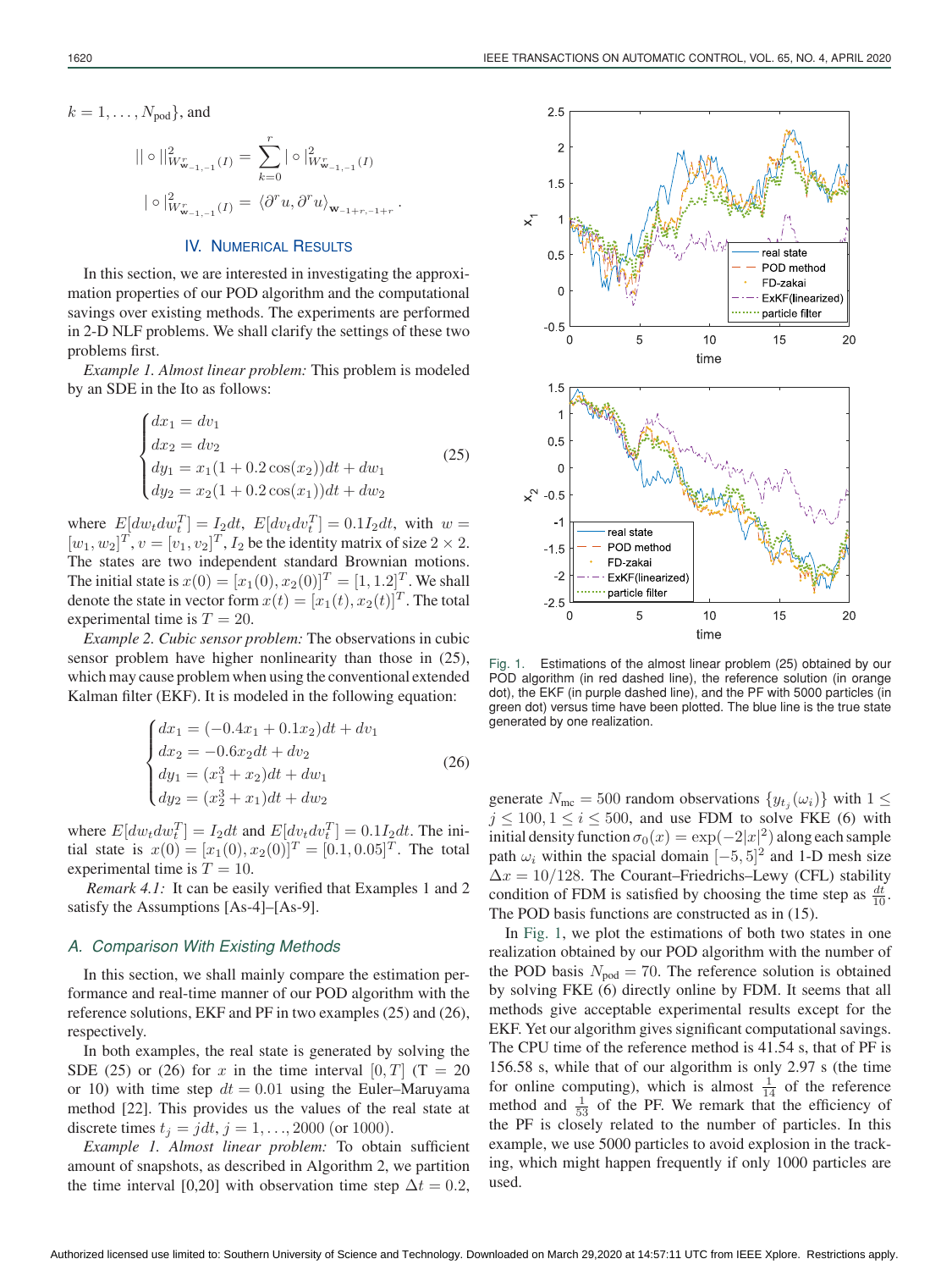$k = 1, \ldots, N_{\text{pod}}\}$, and

$$\|\circ\|^2_{W^r_{\mathbf{w}_{-1,-1}}(I)} = \sum_{k=0}^{r} |\circ|^2_{W^r_{\mathbf{w}_{-1,-1}}(I)}$$

$$|\circ|^2_{W^r_{\mathbf{w}_{-1,-1}}(I)} = \langle \partial^r u, \partial^r u \rangle_{\mathbf{w}_{-1+r,-1+r}}.$$

## IV. Numerical Results

In this section, we are interested in investigating the approximation properties of our POD algorithm and the computational savings over existing methods. The experiments are performed in 2-D NLF problems. We shall clarify the settings of these two problems first.

*Example 1. Almost linear problem:* This problem is modeled by an SDE in the Ito as follows:

$$\begin{cases} dx_1 = dv_1 \\ dx_2 = dv_2 \\ dy_1 = x_1(1 + 0.2\cos(x_2))dt + dw_1 \\ dy_2 = x_2(1 + 0.2\cos(x_1))dt + dw_2 \end{cases} \tag{25}$$

where $E[dw_t dw_t^T] = I_2 dt$, $E[dv_t dv_t^T] = 0.1 I_2 dt$, with $w = [w_1, w_2]^T$, $v = [v_1, v_2]^T$, $I_2$ be the identity matrix of size $2 \times 2$. The states are two independent standard Brownian motions. The initial state is $x(0) = [x_1(0), x_2(0)]^T = [1, 1.2]^T$. We shall denote the state in vector form $x(t) = [x_1(t), x_2(t)]^T$. The total experimental time is $T = 20$.

*Example 2. Cubic sensor problem:* The observations in cubic sensor problem have higher nonlinearity than those in (25), which may cause problem when using the conventional extended Kalman filter (EKF). It is modeled in the following equation:

$$\begin{cases} dx_1 = (-0.4x_1 + 0.1x_2)dt + dv_1 \\ dx_2 = -0.6x_2 dt + dv_2 \\ dy_1 = (x_1^3 + x_2)dt + dw_1 \\ dy_2 = (x_2^3 + x_1)dt + dw_2 \end{cases} \tag{26}$$

where $E[dw_t dw_t^T] = I_2 dt$ and $E[dv_t dv_t^T] = 0.1 I_2 dt$. The initial state is $x(0) = [x_1(0), x_2(0)]^T = [0.1, 0.05]^T$. The total experimental time is $T = 10$.

*Remark 4.1:* It can be easily verified that Examples 1 and 2 satisfy the Assumptions [As-4]–[As-9].

### A. Comparison With Existing Methods

In this section, we shall mainly compare the estimation performance and real-time manner of our POD algorithm with the reference solutions, EKF and PF in two examples (25) and (26), respectively.

In both examples, the real state is generated by solving the SDE (25) or (26) for $x$ in the time interval $[0, T]$ (T = 20 or 10) with time step $dt = 0.01$ using the Euler–Maruyama method [22]. This provides us the values of the real state at discrete times $t_j = j dt$, $j = 1, \ldots, 2000$ (or 1000).

*Example 1. Almost linear problem:* To obtain sufficient amount of snapshots, as described in Algorithm 2, we partition the time interval [0,20] with observation time step $\Delta t = 0.2$, generate $N_{\text{mc}} = 500$ random observations $\{y_{t_j}(\omega_i)\}$ with $1 \le j \le 100, 1 \le i \le 500$, and use FDM to solve FKE (6) with initial density function $\sigma_0(x) = \exp(-2|x|^2)$ along each sample path $\omega_i$ within the spatial domain $[-5, 5]^2$ and 1-D mesh size $\Delta x = 10/128$. The Courant–Friedrichs–Lewy (CFL) stability condition of FDM is satisfied by choosing the time step as $\frac{dt}{10}$. The POD basis functions are constructed as in (15).

Fig. 1. Estimations of the almost linear problem (25) obtained by our POD algorithm (in red dashed line), the reference solution (in orange dot), the EKF (in purple dashed line), and the PF with 5000 particles (in green dot) versus time have been plotted. The blue line is the true state generated by one realization.

In Fig. 1, we plot the estimations of both two states in one realization obtained by our POD algorithm with the number of the POD basis $N_{\text{pod}} = 70$. The reference solution is obtained by solving FKE (6) directly online by FDM. It seems that all methods give acceptable experimental results except for the EKF. Yet our algorithm gives significant computational savings. The CPU time of the reference method is 41.54 s, that of PF is 156.58 s, while that of our algorithm is only 2.97 s (the time for online computing), which is almost $\frac{1}{14}$ of the reference method and $\frac{1}{53}$ of the PF. We remark that the efficiency of the PF is closely related to the number of particles. In this example, we use 5000 particles to avoid explosion in the tracking, which might happen frequently if only 1000 particles are used.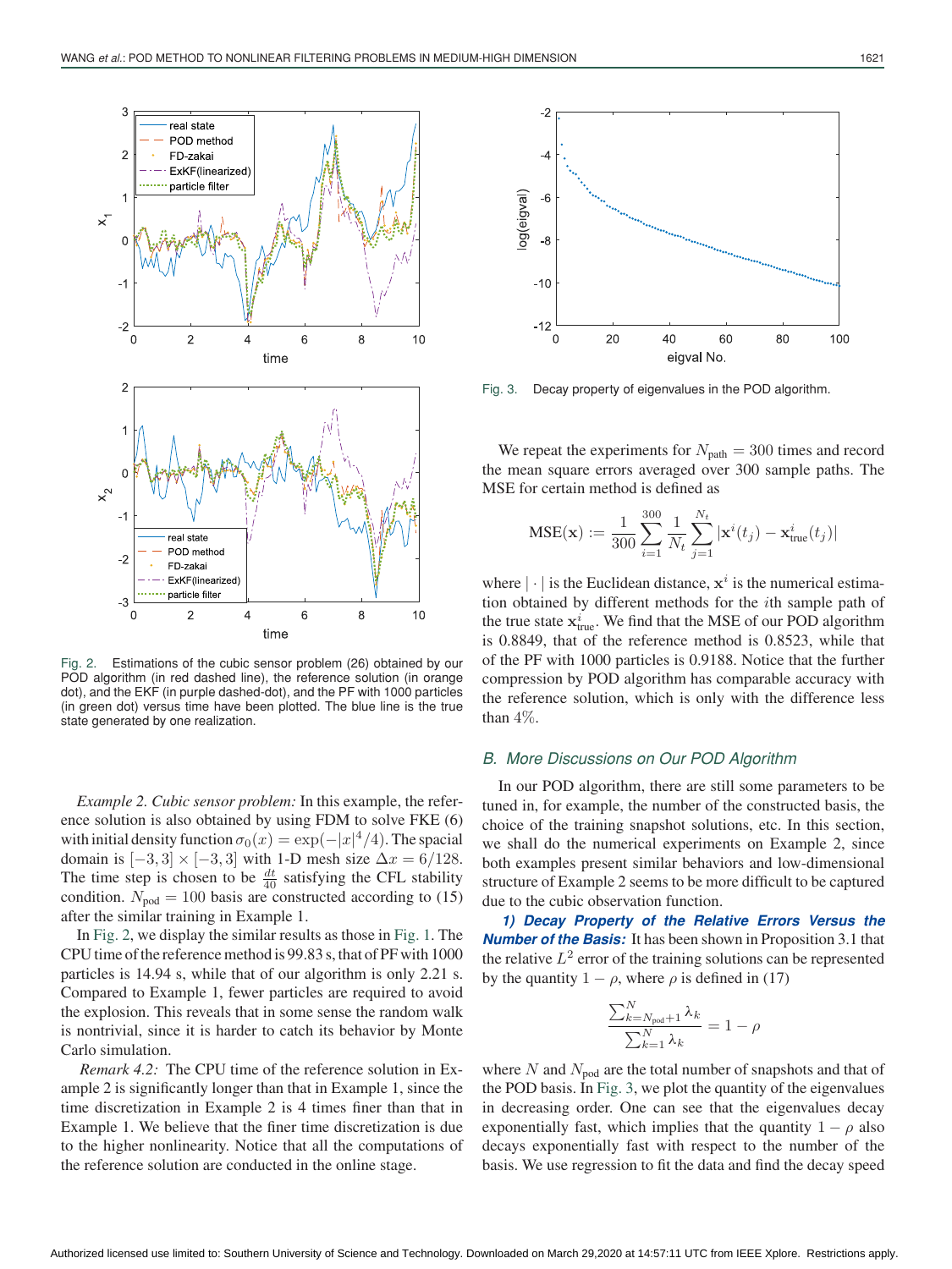Fig. 2. Estimations of the cubic sensor problem (26) obtained by our POD algorithm (in red dashed line), the reference solution (in orange dot), and the EKF (in purple dashed-dot), and the PF with 1000 particles (in green dot) versus time have been plotted. The blue line is the true state generated by one realization.

*Example 2. Cubic sensor problem:* In this example, the reference solution is also obtained by using FDM to solve FKE (6) with initial density function $\sigma_0(x) = \exp(-|x|^4/4)$. The spacial domain is $[-3, 3] \times [-3, 3]$ with 1-D mesh size $\Delta x = 6/128$. The time step is chosen to be $\frac{dt}{40}$ satisfying the CFL stability condition. $N_{\text{pod}} = 100$ basis are constructed according to (15) after the similar training in Example 1.

In Fig. 2, we display the similar results as those in Fig. 1. The CPU time of the reference method is 99.83 s, that of PF with 1000 particles is 14.94 s, while that of our algorithm is only 2.21 s. Compared to Example 1, fewer particles are required to avoid the explosion. This reveals that in some sense the random walk is nontrivial, since it is harder to catch its behavior by Monte Carlo simulation.

*Remark 4.2:* The CPU time of the reference solution in Example 2 is significantly longer than that in Example 1, since the time discretization in Example 2 is 4 times finer than that in Example 1. We believe that the finer time discretization is due to the higher nonlinearity. Notice that all the computations of the reference solution are conducted in the online stage.

Fig. 3. Decay property of eigenvalues in the POD algorithm.

We repeat the experiments for $N_{\text{path}} = 300$ times and record the mean square errors averaged over 300 sample paths. The MSE for certain method is defined as

$$\text{MSE}(\mathbf{x}) := \frac{1}{300} \sum_{i=1}^{300} \frac{1}{N_t} \sum_{j=1}^{N_t} |\mathbf{x}^i(t_j) - \mathbf{x}^i_{\text{true}}(t_j)|$$

where $|\cdot|$ is the Euclidean distance, $\mathbf{x}^i$ is the numerical estimation obtained by different methods for the $i$th sample path of the true state $\mathbf{x}^i_{\text{true}}$. We find that the MSE of our POD algorithm is 0.8849, that of the reference method is 0.8523, while that of the PF with 1000 particles is 0.9188. Notice that the further compression by POD algorithm has comparable accuracy with the reference solution, which is only with the difference less than 4%.

### B. More Discussions on Our POD Algorithm

In our POD algorithm, there are still some parameters to be tuned in, for example, the number of the constructed basis, the choice of the training snapshot solutions, etc. In this section, we shall do the numerical experiments on Example 2, since both examples present similar behaviors and low-dimensional structure of Example 2 seems to be more difficult to be captured due to the cubic observation function.

***1) Decay Property of the Relative Errors Versus the Number of the Basis:*** It has been shown in Proposition 3.1 that the relative $L^2$ error of the training solutions can be represented by the quantity $1 - \rho$, where $\rho$ is defined in (17)

$$\frac{\sum_{k=N_{\text{pod}}+1}^{N} \lambda_k}{\sum_{k=1}^{N} \lambda_k} = 1 - \rho$$

where $N$ and $N_{\text{pod}}$ are the total number of snapshots and that of the POD basis. In Fig. 3, we plot the quantity of the eigenvalues in decreasing order. One can see that the eigenvalues decay exponentially fast, which implies that the quantity $1 - \rho$ also decays exponentially fast with respect to the number of the basis. We use regression to fit the data and find the decay speed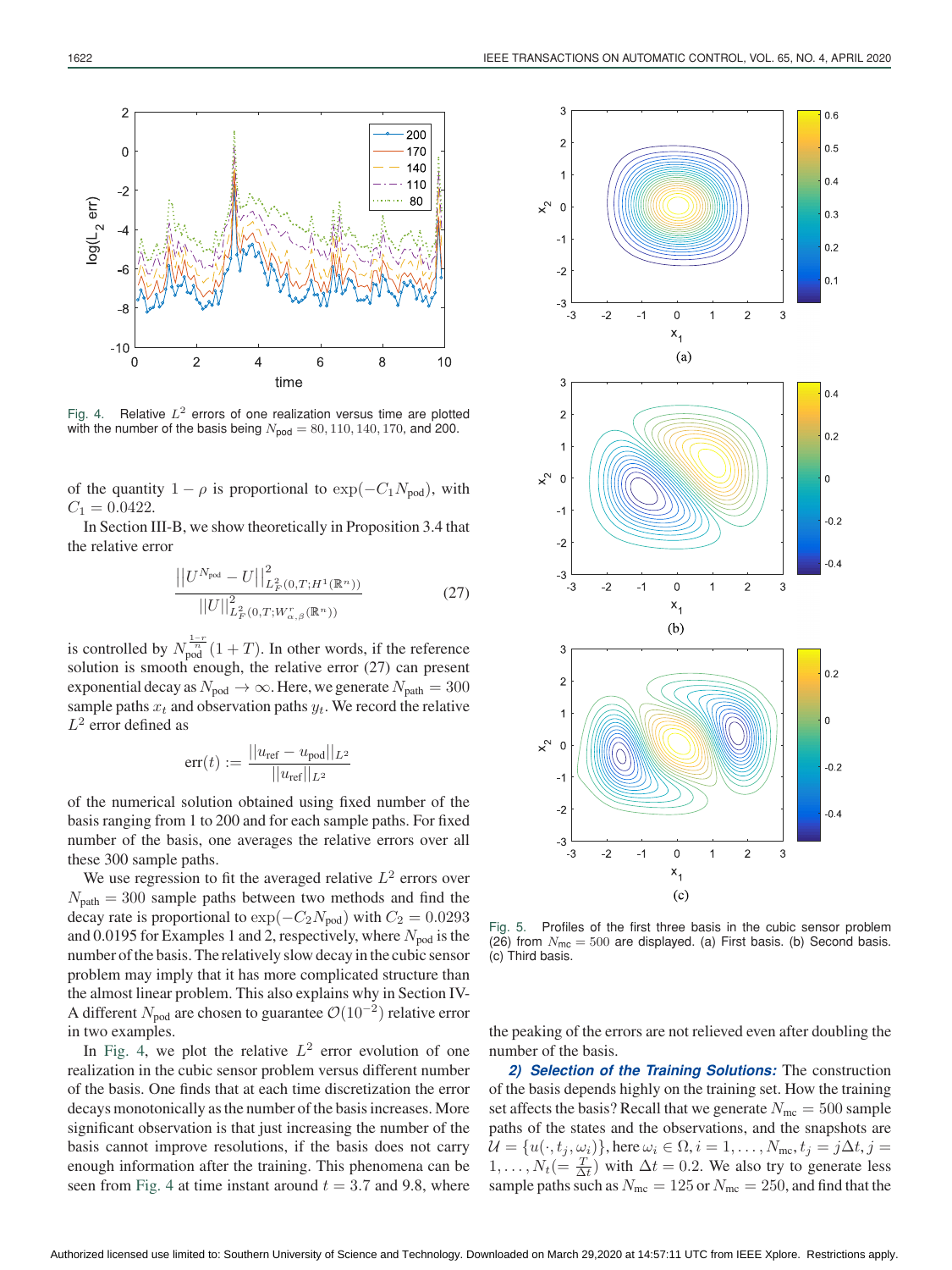Fig. 4. Relative $L^2$ errors of one realization versus time are plotted with the number of the basis being $N_{\text{pod}} = 80, 110, 140, 170$, and $200$.

of the quantity $1 - \rho$ is proportional to $\exp(-C_1 N_{\text{pod}})$, with $C_1 = 0.0422$.

In Section III-B, we show theoretically in Proposition 3.4 that the relative error

$$\frac{||U^{N_{\text{pod}}} - U||^2_{L^2_F(0,T;H^1(\mathbb{R}^n))}}{||U||^2_{L^2_F(0,T;W^r_{\alpha,\beta}(\mathbb{R}^n))}} \tag{27}$$

is controlled by $N_{\text{pod}}^{\frac{1-r}{n}}(1+T)$. In other words, if the reference solution is smooth enough, the relative error (27) can present exponential decay as $N_{\text{pod}} \to \infty$. Here, we generate $N_{\text{path}} = 300$ sample paths $x_t$ and observation paths $y_t$. We record the relative $L^2$ error defined as

$$\text{err}(t) := \frac{||u_{\text{ref}} - u_{\text{pod}}||_{L^2}}{||u_{\text{ref}}||_{L^2}}$$

of the numerical solution obtained using fixed number of the basis ranging from 1 to 200 and for each sample paths. For fixed number of the basis, one averages the relative errors over all these 300 sample paths.

We use regression to fit the averaged relative $L^2$ errors over $N_{\text{path}} = 300$ sample paths between two methods and find the decay rate is proportional to $\exp(-C_2 N_{\text{pod}})$ with $C_2 = 0.0293$ and $0.0195$ for Examples 1 and 2, respectively, where $N_{\text{pod}}$ is the number of the basis. The relatively slow decay in the cubic sensor problem may imply that it has more complicated structure than the almost linear problem. This also explains why in Section IV-A different $N_{\text{pod}}$ are chosen to guarantee $\mathcal{O}(10^{-2})$ relative error in two examples.

In Fig. 4, we plot the relative $L^2$ error evolution of one realization in the cubic sensor problem versus different number of the basis. One finds that at each time discretization the error decays monotonically as the number of the basis increases. More significant observation is that just increasing the number of the basis cannot improve resolutions, if the basis does not carry enough information after the training. This phenomena can be seen from Fig. 4 at time instant around $t = 3.7$ and $9.8$, where the peaking of the errors are not relieved even after doubling the number of the basis.

Fig. 5. Profiles of the first three basis in the cubic sensor problem (26) from $N_{\text{mc}} = 500$ are displayed. (a) First basis. (b) Second basis. (c) Third basis.

***2) Selection of the Training Solutions:*** The construction of the basis depends highly on the training set. How the training set affects the basis? Recall that we generate $N_{\text{mc}} = 500$ sample paths of the states and the observations, and the snapshots are $\mathcal{U} = \{u(\cdot, t_j, \omega_i)\}$, here $\omega_i \in \Omega, i = 1, \ldots, N_{\text{mc}}, t_j = j\Delta t, j = 1, \ldots, N_t (= \frac{T}{\Delta t})$ with $\Delta t = 0.2$. We also try to generate less sample paths such as $N_{\text{mc}} = 125$ or $N_{\text{mc}} = 250$, and find that the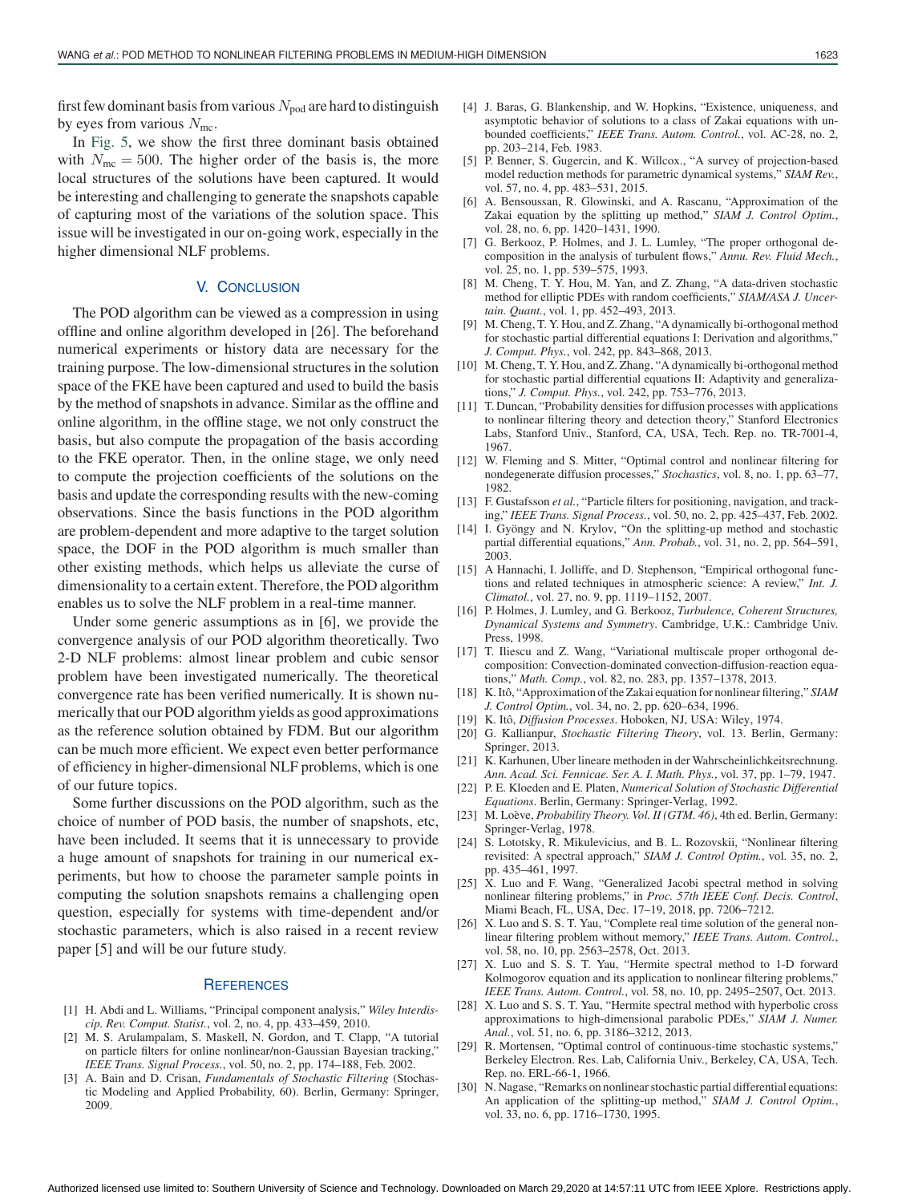first few dominant basis from various $N_{\text{pod}}$ are hard to distinguish by eyes from various $N_{\text{mc}}$.

In Fig. 5, we show the first three dominant basis obtained with $N_{\text{mc}} = 500$. The higher order of the basis is, the more local structures of the solutions have been captured. It would be interesting and challenging to generate the snapshots capable of capturing most of the variations of the solution space. This issue will be investigated in our on-going work, especially in the higher dimensional NLF problems.

## V. Conclusion

The POD algorithm can be viewed as a compression in using offline and online algorithm developed in [26]. The beforehand numerical experiments or history data are necessary for the training purpose. The low-dimensional structures in the solution space of the FKE have been captured and used to build the basis by the method of snapshots in advance. Similar as the offline and online algorithm, in the offline stage, we not only construct the basis, but also compute the propagation of the basis according to the FKE operator. Then, in the online stage, we only need to compute the projection coefficients of the solutions on the basis and update the corresponding results with the new-coming observations. Since the basis functions in the POD algorithm are problem-dependent and more adaptive to the target solution space, the DOF in the POD algorithm is much smaller than other existing methods, which helps us alleviate the curse of dimensionality to a certain extent. Therefore, the POD algorithm enables us to solve the NLF problem in a real-time manner.

Under some generic assumptions as in [6], we provide the convergence analysis of our POD algorithm theoretically. Two 2-D NLF problems: almost linear problem and cubic sensor problem have been investigated numerically. The theoretical convergence rate has been verified numerically. It is shown numerically that our POD algorithm yields as good approximations as the reference solution obtained by FDM. But our algorithm can be much more efficient. We expect even better performance of efficiency in higher-dimensional NLF problems, which is one of our future topics.

Some further discussions on the POD algorithm, such as the choice of number of POD basis, the number of snapshots, etc, have been included. It seems that it is unnecessary to provide a huge amount of snapshots for training in our numerical experiments, but how to choose the parameter sample points in computing the solution snapshots remains a challenging open question, especially for systems with time-dependent and/or stochastic parameters, which is also raised in a recent review paper [5] and will be our future study.

## References

[1] H. Abdi and L. Williams, "Principal component analysis," *Wiley Interdiscip. Rev. Comput. Statist.*, vol. 2, no. 4, pp. 433–459, 2010.

[2] M. S. Arulampalam, S. Maskell, N. Gordon, and T. Clapp, "A tutorial on particle filters for online nonlinear/non-Gaussian Bayesian tracking," *IEEE Trans. Signal Process.*, vol. 50, no. 2, pp. 174–188, Feb. 2002.

[3] A. Bain and D. Crisan, *Fundamentals of Stochastic Filtering* (Stochastic Modeling and Applied Probability, 60). Berlin, Germany: Springer, 2009.

[4] J. Baras, G. Blankenship, and W. Hopkins, "Existence, uniqueness, and asymptotic behavior of solutions to a class of Zakai equations with unbounded coefficients," *IEEE Trans. Autom. Control.*, vol. AC-28, no. 2, pp. 203–214, Feb. 1983.

[5] P. Benner, S. Gugercin, and K. Willcox., "A survey of projection-based model reduction methods for parametric dynamical systems," *SIAM Rev.*, vol. 57, no. 4, pp. 483–531, 2015.

[6] A. Bensoussan, R. Glowinski, and A. Rascanu, "Approximation of the Zakai equation by the splitting up method," *SIAM J. Control Optim.*, vol. 28, no. 6, pp. 1420–1431, 1990.

[7] G. Berkooz, P. Holmes, and J. L. Lumley, "The proper orthogonal decomposition in the analysis of turbulent flows," *Annu. Rev. Fluid Mech.*, vol. 25, no. 1, pp. 539–575, 1993.

[8] M. Cheng, T. Y. Hou, M. Yan, and Z. Zhang, "A data-driven stochastic method for elliptic PDEs with random coefficients," *SIAM/ASA J. Uncertain. Quant.*, vol. 1, pp. 452–493, 2013.

[9] M. Cheng, T. Y. Hou, and Z. Zhang, "A dynamically bi-orthogonal method for stochastic partial differential equations I: Derivation and algorithms," *J. Comput. Phys.*, vol. 242, pp. 843–868, 2013.

[10] M. Cheng, T. Y. Hou, and Z. Zhang, "A dynamically bi-orthogonal method for stochastic partial differential equations II: Adaptivity and generalizations," *J. Comput. Phys.*, vol. 242, pp. 753–776, 2013.

[11] T. Duncan, "Probability densities for diffusion processes with applications to nonlinear filtering theory and detection theory," Stanford Electronics Labs, Stanford Univ., Stanford, CA, USA, Tech. Rep. no. TR-7001-4, 1967.

[12] W. Fleming and S. Mitter, "Optimal control and nonlinear filtering for nondegenerate diffusion processes," *Stochastics*, vol. 8, no. 1, pp. 63–77, 1982.

[13] F. Gustafsson *et al.*, "Particle filters for positioning, navigation, and tracking," *IEEE Trans. Signal Process.*, vol. 50, no. 2, pp. 425–437, Feb. 2002.

[14] I. Gyöngy and N. Krylov, "On the splitting-up method and stochastic partial differential equations," *Ann. Probab.*, vol. 31, no. 2, pp. 564–591, 2003.

[15] A Hannachi, I. Jolliffe, and D. Stephenson, "Empirical orthogonal functions and related techniques in atmospheric science: A review," *Int. J. Climatol.*, vol. 27, no. 9, pp. 1119–1152, 2007.

[16] P. Holmes, J. Lumley, and G. Berkooz, *Turbulence, Coherent Structures, Dynamical Systems and Symmetry*. Cambridge, U.K.: Cambridge Univ. Press, 1998.

[17] T. Iliescu and Z. Wang, "Variational multiscale proper orthogonal decomposition: Convection-dominated convection-diffusion-reaction equations," *Math. Comp.*, vol. 82, no. 283, pp. 1357–1378, 2013.

[18] K. Itô, "Approximation of the Zakai equation for nonlinear filtering," *SIAM J. Control Optim.*, vol. 34, no. 2, pp. 620–634, 1996.

[19] K. Itô, *Diffusion Processes*. Hoboken, NJ, USA: Wiley, 1974.

[20] G. Kallianpur, *Stochastic Filtering Theory*, vol. 13. Berlin, Germany: Springer, 2013.

[21] K. Karhunen, Uber lineare methoden in der Wahrscheinlichkeitsrechnung. *Ann. Acad. Sci. Fennicae. Ser. A. I. Math. Phys.*, vol. 37, pp. 1–79, 1947.

[22] P. E. Kloeden and E. Platen, *Numerical Solution of Stochastic Differential Equations*. Berlin, Germany: Springer-Verlag, 1992.

[23] M. Loève, *Probability Theory. Vol. II (GTM. 46)*, 4th ed. Berlin, Germany: Springer-Verlag, 1978.

[24] S. Lototsky, R. Mikulevicius, and B. L. Rozovskii, "Nonlinear filtering revisited: A spectral approach," *SIAM J. Control Optim.*, vol. 35, no. 2, pp. 435–461, 1997.

[25] X. Luo and F. Wang, "Generalized Jacobi spectral method in solving nonlinear filtering problems," in *Proc. 57th IEEE Conf. Decis. Control*, Miami Beach, FL, USA, Dec. 17–19, 2018, pp. 7206–7212.

[26] X. Luo and S. S. T. Yau, "Complete real time solution of the general nonlinear filtering problem without memory," *IEEE Trans. Autom. Control.*, vol. 58, no. 10, pp. 2563–2578, Oct. 2013.

[27] X. Luo and S. S. T. Yau, "Hermite spectral method to 1-D forward Kolmogorov equation and its application to nonlinear filtering problems," *IEEE Trans. Autom. Control.*, vol. 58, no. 10, pp. 2495–2507, Oct. 2013.

[28] X. Luo and S. S. T. Yau, "Hermite spectral method with hyperbolic cross approximations to high-dimensional parabolic PDEs," *SIAM J. Numer. Anal.*, vol. 51, no. 6, pp. 3186–3212, 2013.

[29] R. Mortensen, "Optimal control of continuous-time stochastic systems," Berkeley Electron. Res. Lab, California Univ., Berkeley, CA, USA, Tech. Rep. no. ERL-66-1, 1966.

[30] N. Nagase, "Remarks on nonlinear stochastic partial differential equations: An application of the splitting-up method," *SIAM J. Control Optim.*, vol. 33, no. 6, pp. 1716–1730, 1995.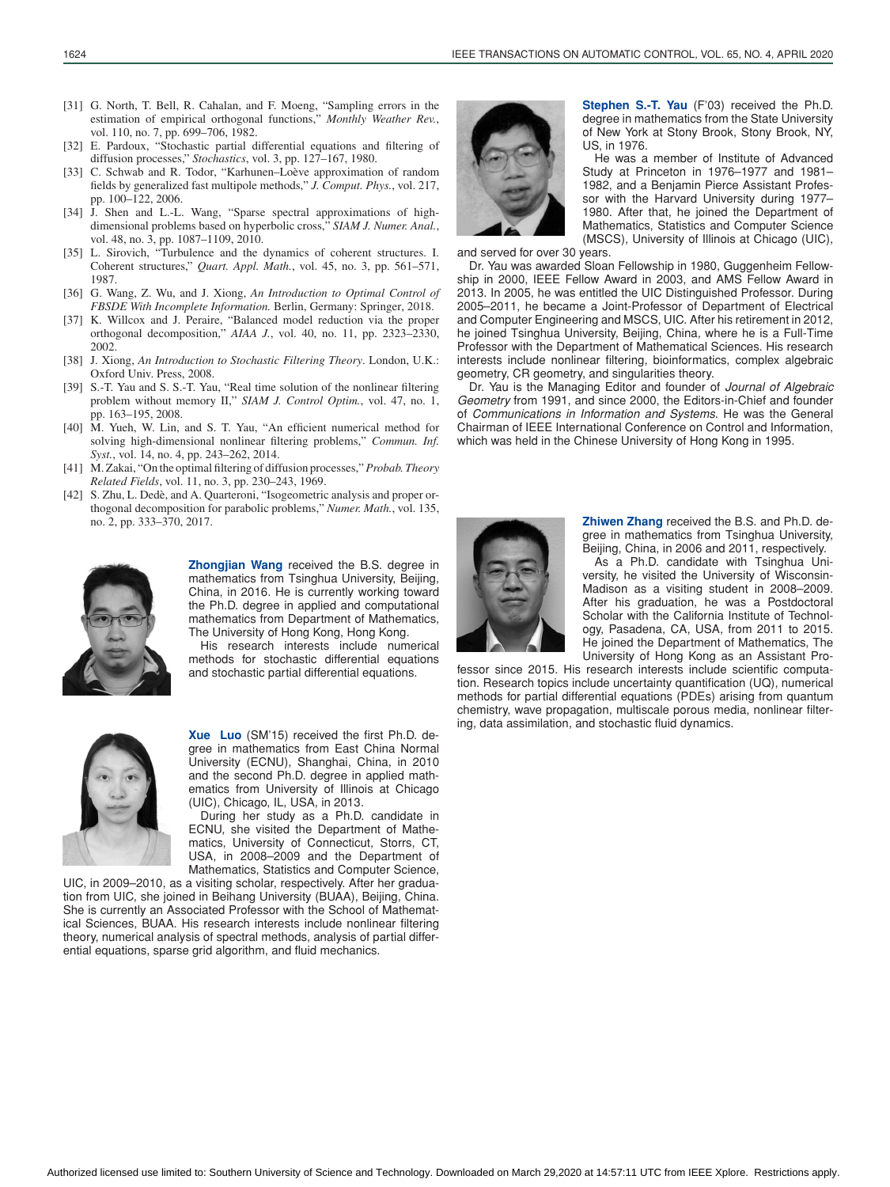[31] G. North, T. Bell, R. Cahalan, and F. Moeng, "Sampling errors in the estimation of empirical orthogonal functions," *Monthly Weather Rev.*, vol. 110, no. 7, pp. 699–706, 1982.

[32] E. Pardoux, "Stochastic partial differential equations and filtering of diffusion processes," *Stochastics*, vol. 3, pp. 127–167, 1980.

[33] C. Schwab and R. Todor, "Karhunen–Loève approximation of random fields by generalized fast multipole methods," *J. Comput. Phys.*, vol. 217, pp. 100–122, 2006.

[34] J. Shen and L.-L. Wang, "Sparse spectral approximations of high-dimensional problems based on hyperbolic cross," *SIAM J. Numer. Anal.*, vol. 48, no. 3, pp. 1087–1109, 2010.

[35] L. Sirovich, "Turbulence and the dynamics of coherent structures. I. Coherent structures," *Quart. Appl. Math.*, vol. 45, no. 3, pp. 561–571, 1987.

[36] G. Wang, Z. Wu, and J. Xiong, *An Introduction to Optimal Control of FBSDE With Incomplete Information.* Berlin, Germany: Springer, 2018.

[37] K. Willcox and J. Peraire, "Balanced model reduction via the proper orthogonal decomposition," *AIAA J.*, vol. 40, no. 11, pp. 2323–2330, 2002.

[38] J. Xiong, *An Introduction to Stochastic Filtering Theory*. London, U.K.: Oxford Univ. Press, 2008.

[39] S.-T. Yau and S. S.-T. Yau, "Real time solution of the nonlinear filtering problem without memory II," *SIAM J. Control Optim.*, vol. 47, no. 1, pp. 163–195, 2008.

[40] M. Yueh, W. Lin, and S. T. Yau, "An efficient numerical method for solving high-dimensional nonlinear filtering problems," *Commun. Inf. Syst.*, vol. 14, no. 4, pp. 243–262, 2014.

[41] M. Zakai, "On the optimal filtering of diffusion processes," *Probab. Theory Related Fields*, vol. 11, no. 3, pp. 230–243, 1969.

[42] S. Zhu, L. Dedè, and A. Quarteroni, "Isogeometric analysis and proper orthogonal decomposition for parabolic problems," *Numer. Math.*, vol. 135, no. 2, pp. 333–370, 2017.

**Zhongjian Wang** received the B.S. degree in mathematics from Tsinghua University, Beijing, China, in 2016. He is currently working toward the Ph.D. degree in applied and computational mathematics from Department of Mathematics, The University of Hong Kong, Hong Kong.

His research interests include numerical methods for stochastic differential equations and stochastic partial differential equations.

**Xue Luo** (SM'15) received the first Ph.D. degree in mathematics from East China Normal University (ECNU), Shanghai, China, in 2010 and the second Ph.D. degree in applied mathematics from University of Illinois at Chicago (UIC), Chicago, IL, USA, in 2013.

During her study as a Ph.D. candidate in ECNU, she visited the Department of Mathematics, University of Connecticut, Storrs, CT, USA, in 2008–2009 and the Department of Mathematics, Statistics and Computer Science, UIC, in 2009–2010, as a visiting scholar, respectively. After her graduation from UIC, she joined in Beihang University (BUAA), Beijing, China. She is currently an Associated Professor with the School of Mathematical Sciences, BUAA. His research interests include nonlinear filtering theory, numerical analysis of spectral methods, analysis of partial differential equations, sparse grid algorithm, and fluid mechanics.

**Stephen S.-T. Yau** (F'03) received the Ph.D. degree in mathematics from the State University of New York at Stony Brook, Stony Brook, NY, US, in 1976.

He was a member of Institute of Advanced Study at Princeton in 1976–1977 and 1981–1982, and a Benjamin Pierce Assistant Professor with the Harvard University during 1977–1980. After that, he joined the Department of Mathematics, Statistics and Computer Science (MSCS), University of Illinois at Chicago (UIC), and served for over 30 years.

Dr. Yau was awarded Sloan Fellowship in 1980, Guggenheim Fellowship in 2000, IEEE Fellow Award in 2003, and AMS Fellow Award in 2013. In 2005, he was entitled the UIC Distinguished Professor. During 2005–2011, he became a Joint-Professor of Department of Electrical and Computer Engineering and MSCS, UIC. After his retirement in 2012, he joined Tsinghua University, Beijing, China, where he is a Full-Time Professor with the Department of Mathematical Sciences. His research interests include nonlinear filtering, bioinformatics, complex algebraic geometry, CR geometry, and singularities theory.

Dr. Yau is the Managing Editor and founder of *Journal of Algebraic Geometry* from 1991, and since 2000, the Editors-in-Chief and founder of *Communications in Information and Systems*. He was the General Chairman of IEEE International Conference on Control and Information, which was held in the Chinese University of Hong Kong in 1995.

**Zhiwen Zhang** received the B.S. and Ph.D. degree in mathematics from Tsinghua University, Beijing, China, in 2006 and 2011, respectively.

As a Ph.D. candidate with Tsinghua University, he visited the University of Wisconsin-Madison as a visiting student in 2008–2009. After his graduation, he was a Postdoctoral Scholar with the California Institute of Technology, Pasadena, CA, USA, from 2011 to 2015. He joined the Department of Mathematics, The University of Hong Kong as an Assistant Professor since 2015. His research interests include scientific computation. Research topics include uncertainty quantification (UQ), numerical methods for partial differential equations (PDEs) arising from quantum chemistry, wave propagation, multiscale porous media, nonlinear filtering, data assimilation, and stochastic fluid dynamics.